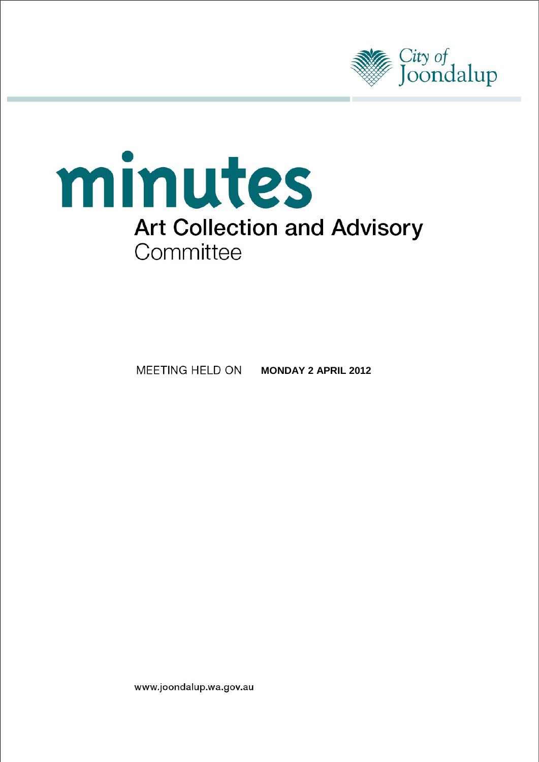City of Joondalup

# minutes

## Art Collection and Advisory Committee

MEETING HELD ON **MONDAY 2 APRIL 2012**

www.joondalup.wa.gov.au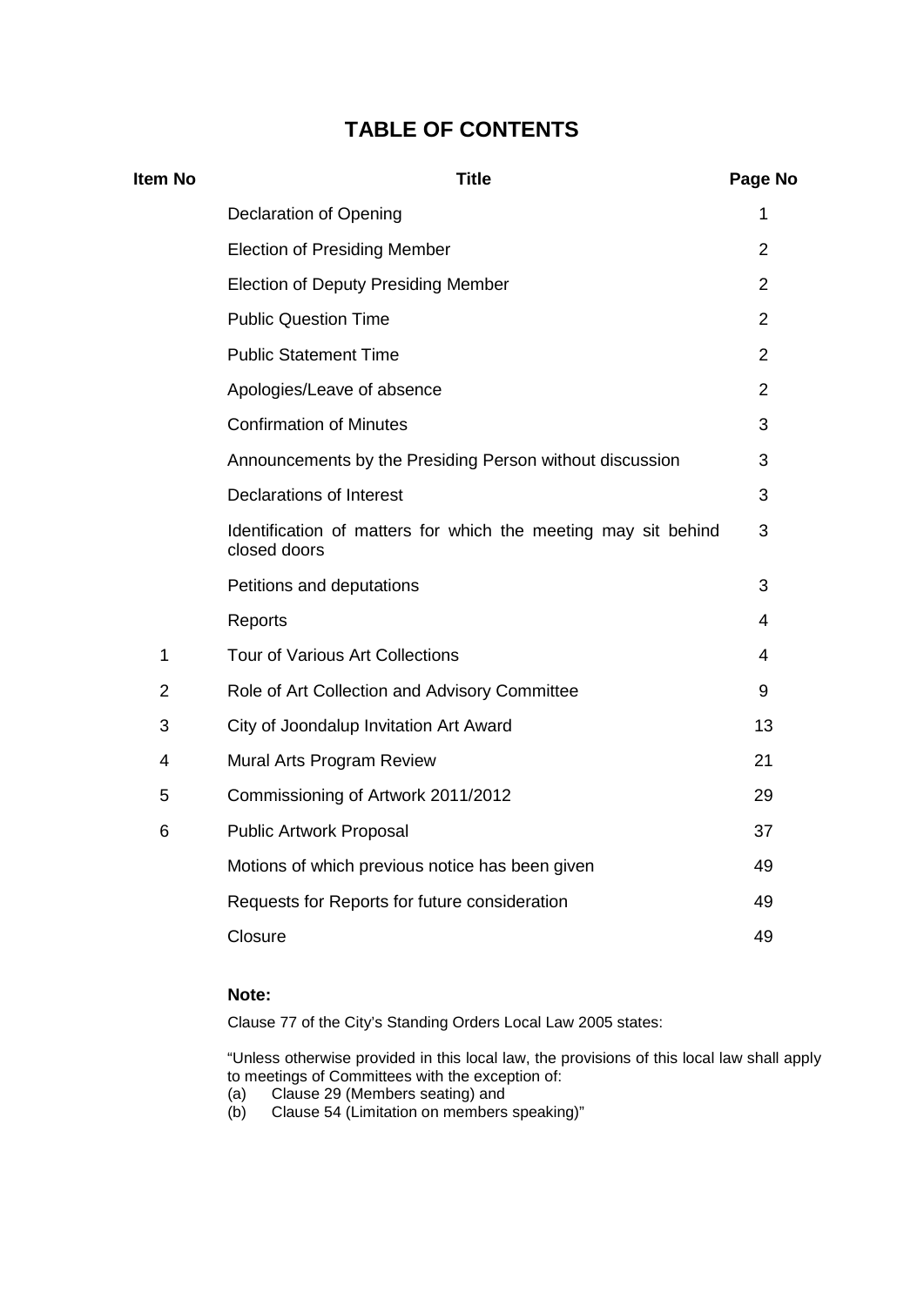# TABLE OF CONTENTS

| Item No | Title | Page No |
|---|---|---|
| | Declaration of Opening | 1 |
| | Election of Presiding Member | 2 |
| | Election of Deputy Presiding Member | 2 |
| | Public Question Time | 2 |
| | Public Statement Time | 2 |
| | Apologies/Leave of absence | 2 |
| | Confirmation of Minutes | 3 |
| | Announcements by the Presiding Person without discussion | 3 |
| | Declarations of Interest | 3 |
| | Identification of matters for which the meeting may sit behind closed doors | 3 |
| | Petitions and deputations | 3 |
| | Reports | 4 |
| 1 | Tour of Various Art Collections | 4 |
| 2 | Role of Art Collection and Advisory Committee | 9 |
| 3 | City of Joondalup Invitation Art Award | 13 |
| 4 | Mural Arts Program Review | 21 |
| 5 | Commissioning of Artwork 2011/2012 | 29 |
| 6 | Public Artwork Proposal | 37 |
| | Motions of which previous notice has been given | 49 |
| | Requests for Reports for future consideration | 49 |
| | Closure | 49 |

**Note:**

Clause 77 of the City's Standing Orders Local Law 2005 states:

"Unless otherwise provided in this local law, the provisions of this local law shall apply to meetings of Committees with the exception of:
(a) Clause 29 (Members seating) and
(b) Clause 54 (Limitation on members speaking)"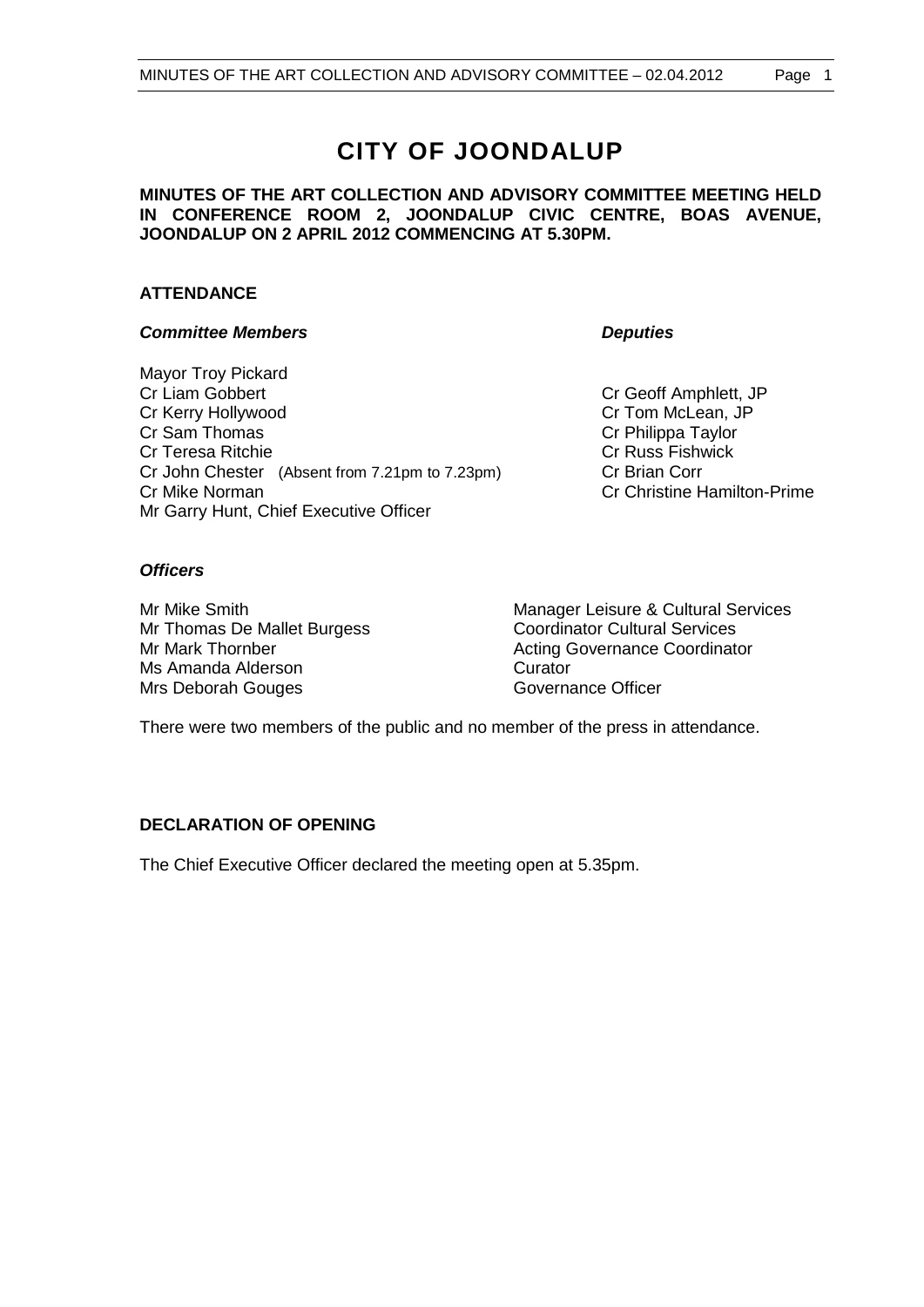# CITY OF JOONDALUP

**MINUTES OF THE ART COLLECTION AND ADVISORY COMMITTEE MEETING HELD IN CONFERENCE ROOM 2, JOONDALUP CIVIC CENTRE, BOAS AVENUE, JOONDALUP ON 2 APRIL 2012 COMMENCING AT 5.30PM.**

## ATTENDANCE

| ***Committee Members*** | ***Deputies*** |
|---|---|
| Mayor Troy Pickard | |
| Cr Liam Gobbert | Cr Geoff Amphlett, JP |
| Cr Kerry Hollywood | Cr Tom McLean, JP |
| Cr Sam Thomas | Cr Philippa Taylor |
| Cr Teresa Ritchie | Cr Russ Fishwick |
| Cr John Chester (Absent from 7.21pm to 7.23pm) | Cr Brian Corr |
| Cr Mike Norman | Cr Christine Hamilton-Prime |
| Mr Garry Hunt, Chief Executive Officer | |

### *Officers*

| | |
|---|---|
| Mr Mike Smith | Manager Leisure & Cultural Services |
| Mr Thomas De Mallet Burgess | Coordinator Cultural Services |
| Mr Mark Thornber | Acting Governance Coordinator |
| Ms Amanda Alderson | Curator |
| Mrs Deborah Gouges | Governance Officer |

There were two members of the public and no member of the press in attendance.

## DECLARATION OF OPENING

The Chief Executive Officer declared the meeting open at 5.35pm.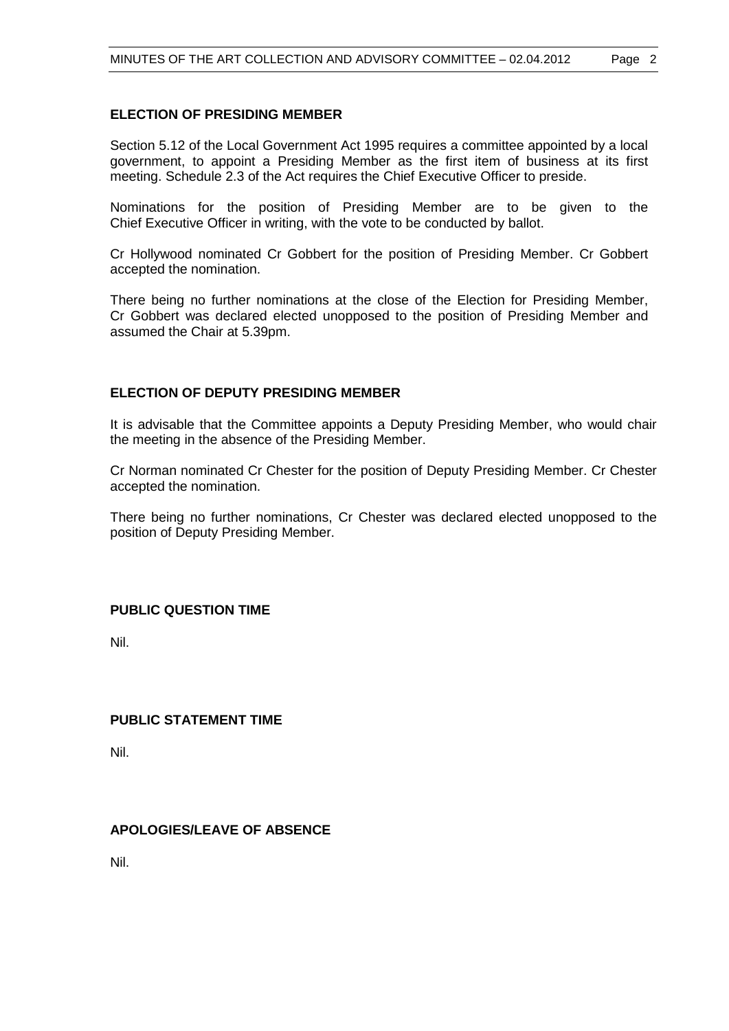## ELECTION OF PRESIDING MEMBER

Section 5.12 of the Local Government Act 1995 requires a committee appointed by a local government, to appoint a Presiding Member as the first item of business at its first meeting. Schedule 2.3 of the Act requires the Chief Executive Officer to preside.

Nominations for the position of Presiding Member are to be given to the Chief Executive Officer in writing, with the vote to be conducted by ballot.

Cr Hollywood nominated Cr Gobbert for the position of Presiding Member. Cr Gobbert accepted the nomination.

There being no further nominations at the close of the Election for Presiding Member, Cr Gobbert was declared elected unopposed to the position of Presiding Member and assumed the Chair at 5.39pm.

## ELECTION OF DEPUTY PRESIDING MEMBER

It is advisable that the Committee appoints a Deputy Presiding Member, who would chair the meeting in the absence of the Presiding Member.

Cr Norman nominated Cr Chester for the position of Deputy Presiding Member. Cr Chester accepted the nomination.

There being no further nominations, Cr Chester was declared elected unopposed to the position of Deputy Presiding Member.

## PUBLIC QUESTION TIME

Nil.

## PUBLIC STATEMENT TIME

Nil.

## APOLOGIES/LEAVE OF ABSENCE

Nil.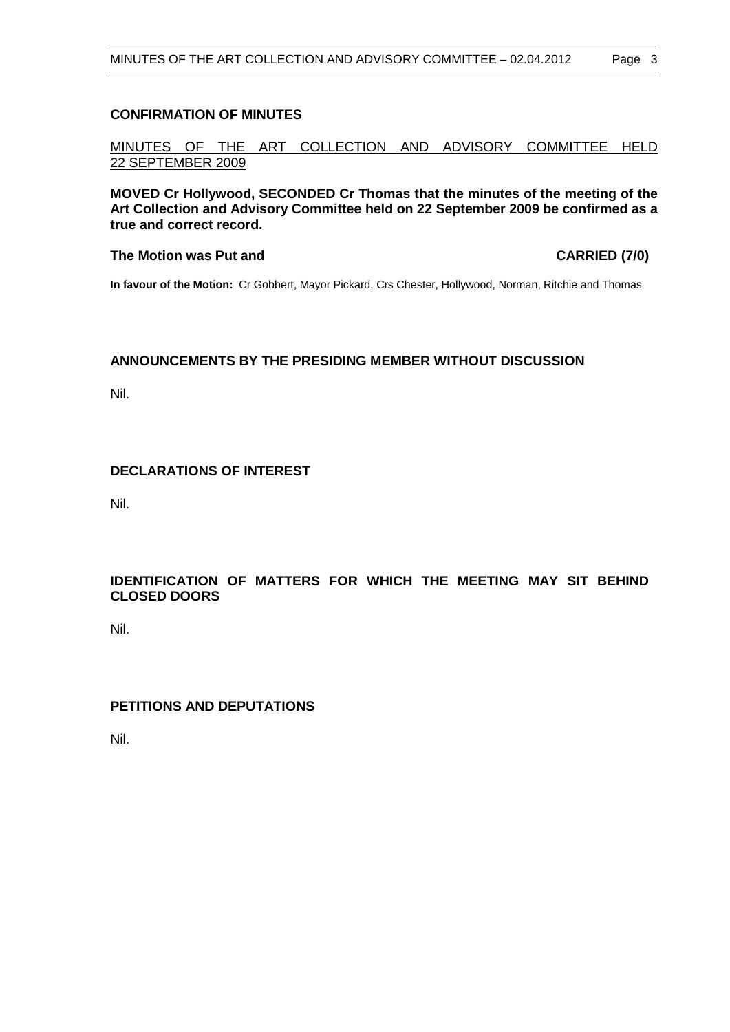## CONFIRMATION OF MINUTES

MINUTES OF THE ART COLLECTION AND ADVISORY COMMITTEE HELD 22 SEPTEMBER 2009

**MOVED Cr Hollywood, SECONDED Cr Thomas that the minutes of the meeting of the Art Collection and Advisory Committee held on 22 September 2009 be confirmed as a true and correct record.**

**The Motion was Put and CARRIED (7/0)**

**In favour of the Motion:** Cr Gobbert, Mayor Pickard, Crs Chester, Hollywood, Norman, Ritchie and Thomas

## ANNOUNCEMENTS BY THE PRESIDING MEMBER WITHOUT DISCUSSION

Nil.

## DECLARATIONS OF INTEREST

Nil.

## IDENTIFICATION OF MATTERS FOR WHICH THE MEETING MAY SIT BEHIND CLOSED DOORS

Nil.

## PETITIONS AND DEPUTATIONS

Nil.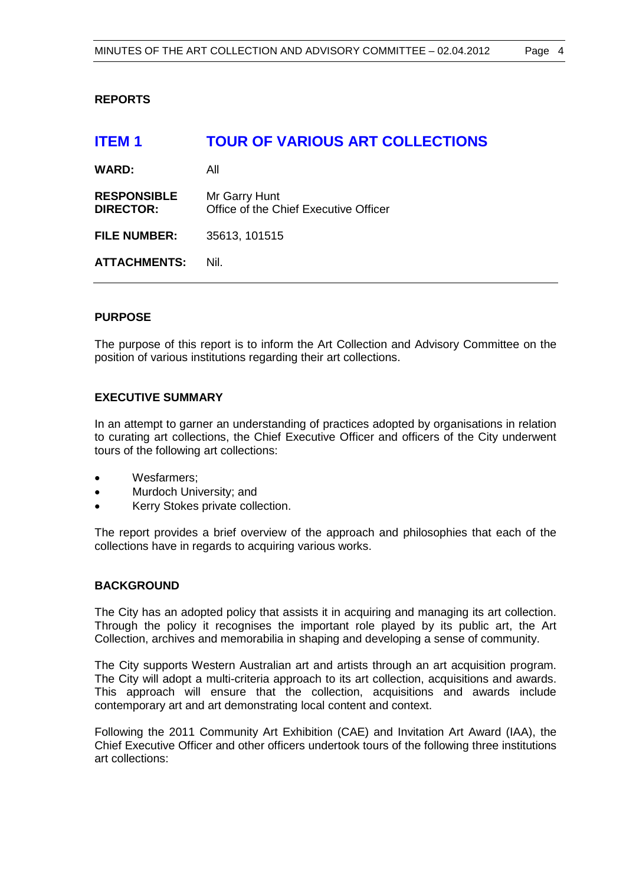## REPORTS

# ITEM 1 TOUR OF VARIOUS ART COLLECTIONS

**WARD:** All

**RESPONSIBLE DIRECTOR:** Mr Garry Hunt
Office of the Chief Executive Officer

**FILE NUMBER:** 35613, 101515

**ATTACHMENTS:** Nil.

---

### PURPOSE

The purpose of this report is to inform the Art Collection and Advisory Committee on the position of various institutions regarding their art collections.

### EXECUTIVE SUMMARY

In an attempt to garner an understanding of practices adopted by organisations in relation to curating art collections, the Chief Executive Officer and officers of the City underwent tours of the following art collections:

- Wesfarmers;
- Murdoch University; and
- Kerry Stokes private collection.

The report provides a brief overview of the approach and philosophies that each of the collections have in regards to acquiring various works.

### BACKGROUND

The City has an adopted policy that assists it in acquiring and managing its art collection. Through the policy it recognises the important role played by its public art, the Art Collection, archives and memorabilia in shaping and developing a sense of community.

The City supports Western Australian art and artists through an art acquisition program. The City will adopt a multi-criteria approach to its art collection, acquisitions and awards. This approach will ensure that the collection, acquisitions and awards include contemporary art and art demonstrating local content and context.

Following the 2011 Community Art Exhibition (CAE) and Invitation Art Award (IAA), the Chief Executive Officer and other officers undertook tours of the following three institutions art collections: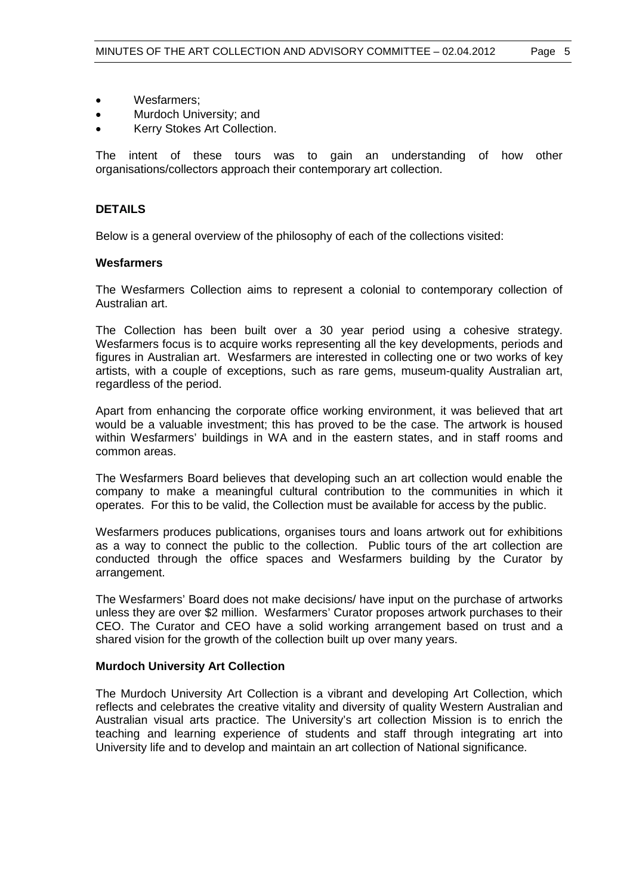- Wesfarmers;
- Murdoch University; and
- Kerry Stokes Art Collection.

The intent of these tours was to gain an understanding of how other organisations/collectors approach their contemporary art collection.

## DETAILS

Below is a general overview of the philosophy of each of the collections visited:

### Wesfarmers

The Wesfarmers Collection aims to represent a colonial to contemporary collection of Australian art.

The Collection has been built over a 30 year period using a cohesive strategy. Wesfarmers focus is to acquire works representing all the key developments, periods and figures in Australian art. Wesfarmers are interested in collecting one or two works of key artists, with a couple of exceptions, such as rare gems, museum-quality Australian art, regardless of the period.

Apart from enhancing the corporate office working environment, it was believed that art would be a valuable investment; this has proved to be the case. The artwork is housed within Wesfarmers' buildings in WA and in the eastern states, and in staff rooms and common areas.

The Wesfarmers Board believes that developing such an art collection would enable the company to make a meaningful cultural contribution to the communities in which it operates. For this to be valid, the Collection must be available for access by the public.

Wesfarmers produces publications, organises tours and loans artwork out for exhibitions as a way to connect the public to the collection. Public tours of the art collection are conducted through the office spaces and Wesfarmers building by the Curator by arrangement.

The Wesfarmers' Board does not make decisions/ have input on the purchase of artworks unless they are over $2 million. Wesfarmers' Curator proposes artwork purchases to their CEO. The Curator and CEO have a solid working arrangement based on trust and a shared vision for the growth of the collection built up over many years.

### Murdoch University Art Collection

The Murdoch University Art Collection is a vibrant and developing Art Collection, which reflects and celebrates the creative vitality and diversity of quality Western Australian and Australian visual arts practice. The University's art collection Mission is to enrich the teaching and learning experience of students and staff through integrating art into University life and to develop and maintain an art collection of National significance.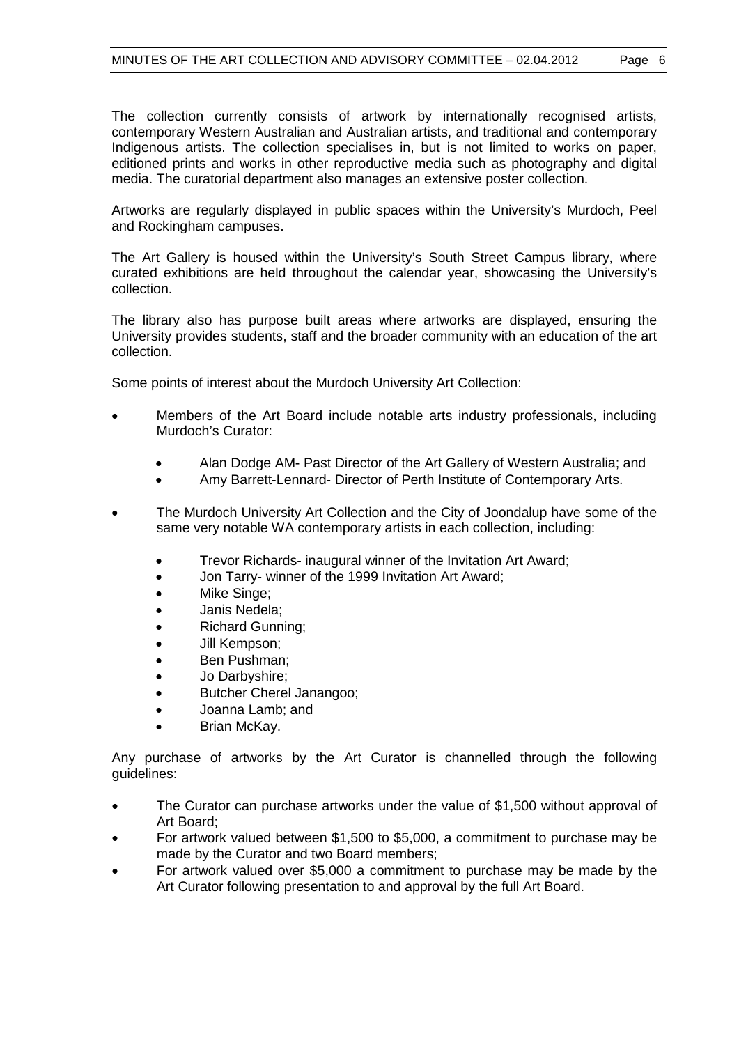The collection currently consists of artwork by internationally recognised artists, contemporary Western Australian and Australian artists, and traditional and contemporary Indigenous artists. The collection specialises in, but is not limited to works on paper, editioned prints and works in other reproductive media such as photography and digital media. The curatorial department also manages an extensive poster collection.

Artworks are regularly displayed in public spaces within the University's Murdoch, Peel and Rockingham campuses.

The Art Gallery is housed within the University's South Street Campus library, where curated exhibitions are held throughout the calendar year, showcasing the University's collection.

The library also has purpose built areas where artworks are displayed, ensuring the University provides students, staff and the broader community with an education of the art collection.

Some points of interest about the Murdoch University Art Collection:

- Members of the Art Board include notable arts industry professionals, including Murdoch's Curator:
  - Alan Dodge AM- Past Director of the Art Gallery of Western Australia; and
  - Amy Barrett-Lennard- Director of Perth Institute of Contemporary Arts.
- The Murdoch University Art Collection and the City of Joondalup have some of the same very notable WA contemporary artists in each collection, including:
  - Trevor Richards- inaugural winner of the Invitation Art Award;
  - Jon Tarry- winner of the 1999 Invitation Art Award;
  - Mike Singe;
  - Janis Nedela;
  - Richard Gunning;
  - Jill Kempson;
  - Ben Pushman;
  - Jo Darbyshire;
  - Butcher Cherel Janangoo;
  - Joanna Lamb; and
  - Brian McKay.

Any purchase of artworks by the Art Curator is channelled through the following guidelines:

- The Curator can purchase artworks under the value of $1,500 without approval of Art Board;
- For artwork valued between $1,500 to $5,000, a commitment to purchase may be made by the Curator and two Board members;
- For artwork valued over $5,000 a commitment to purchase may be made by the Art Curator following presentation to and approval by the full Art Board.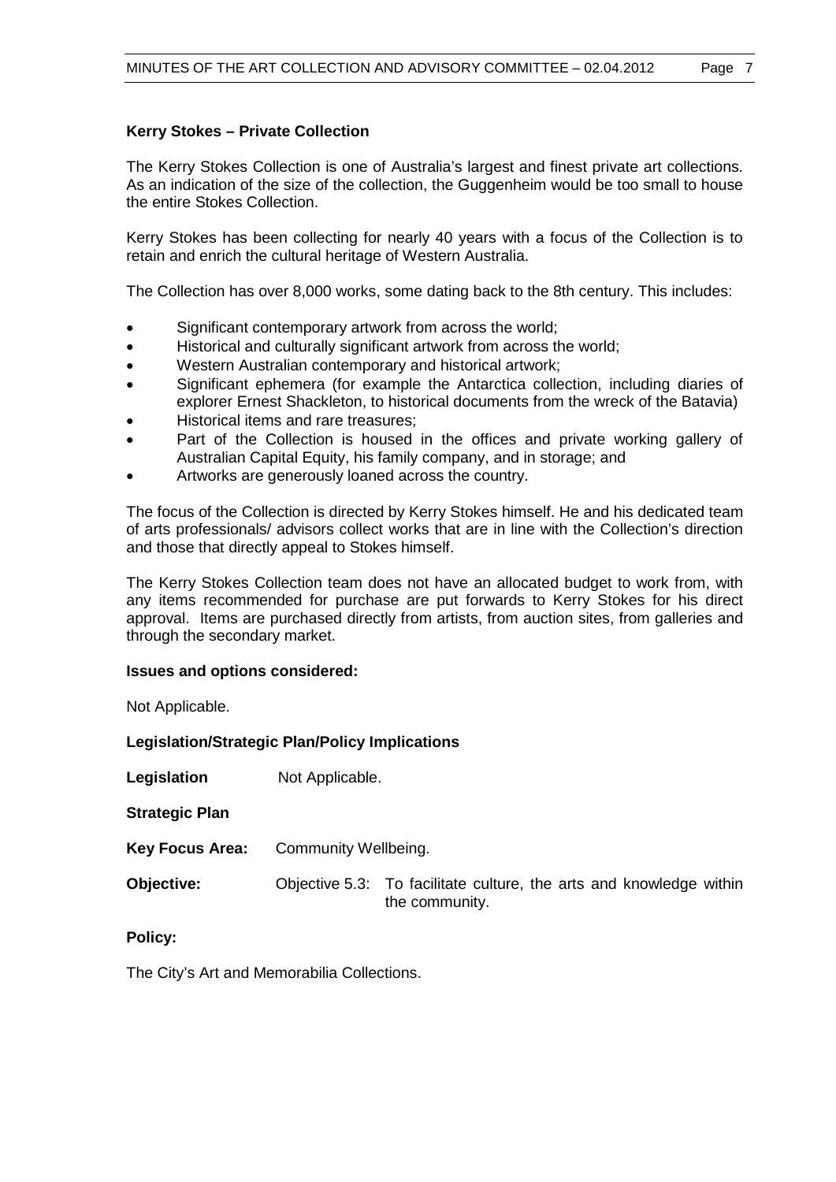**Kerry Stokes – Private Collection**

The Kerry Stokes Collection is one of Australia's largest and finest private art collections. As an indication of the size of the collection, the Guggenheim would be too small to house the entire Stokes Collection.

Kerry Stokes has been collecting for nearly 40 years with a focus of the Collection is to retain and enrich the cultural heritage of Western Australia.

The Collection has over 8,000 works, some dating back to the 8th century. This includes:

- Significant contemporary artwork from across the world;
- Historical and culturally significant artwork from across the world;
- Western Australian contemporary and historical artwork;
- Significant ephemera (for example the Antarctica collection, including diaries of explorer Ernest Shackleton, to historical documents from the wreck of the Batavia)
- Historical items and rare treasures;
- Part of the Collection is housed in the offices and private working gallery of Australian Capital Equity, his family company, and in storage; and
- Artworks are generously loaned across the country.

The focus of the Collection is directed by Kerry Stokes himself. He and his dedicated team of arts professionals/ advisors collect works that are in line with the Collection's direction and those that directly appeal to Stokes himself.

The Kerry Stokes Collection team does not have an allocated budget to work from, with any items recommended for purchase are put forwards to Kerry Stokes for his direct approval. Items are purchased directly from artists, from auction sites, from galleries and through the secondary market.

**Issues and options considered:**

Not Applicable.

**Legislation/Strategic Plan/Policy Implications**

**Legislation** Not Applicable.

**Strategic Plan**

**Key Focus Area:** Community Wellbeing.

**Objective:** Objective 5.3: To facilitate culture, the arts and knowledge within the community.

**Policy:**

The City's Art and Memorabilia Collections.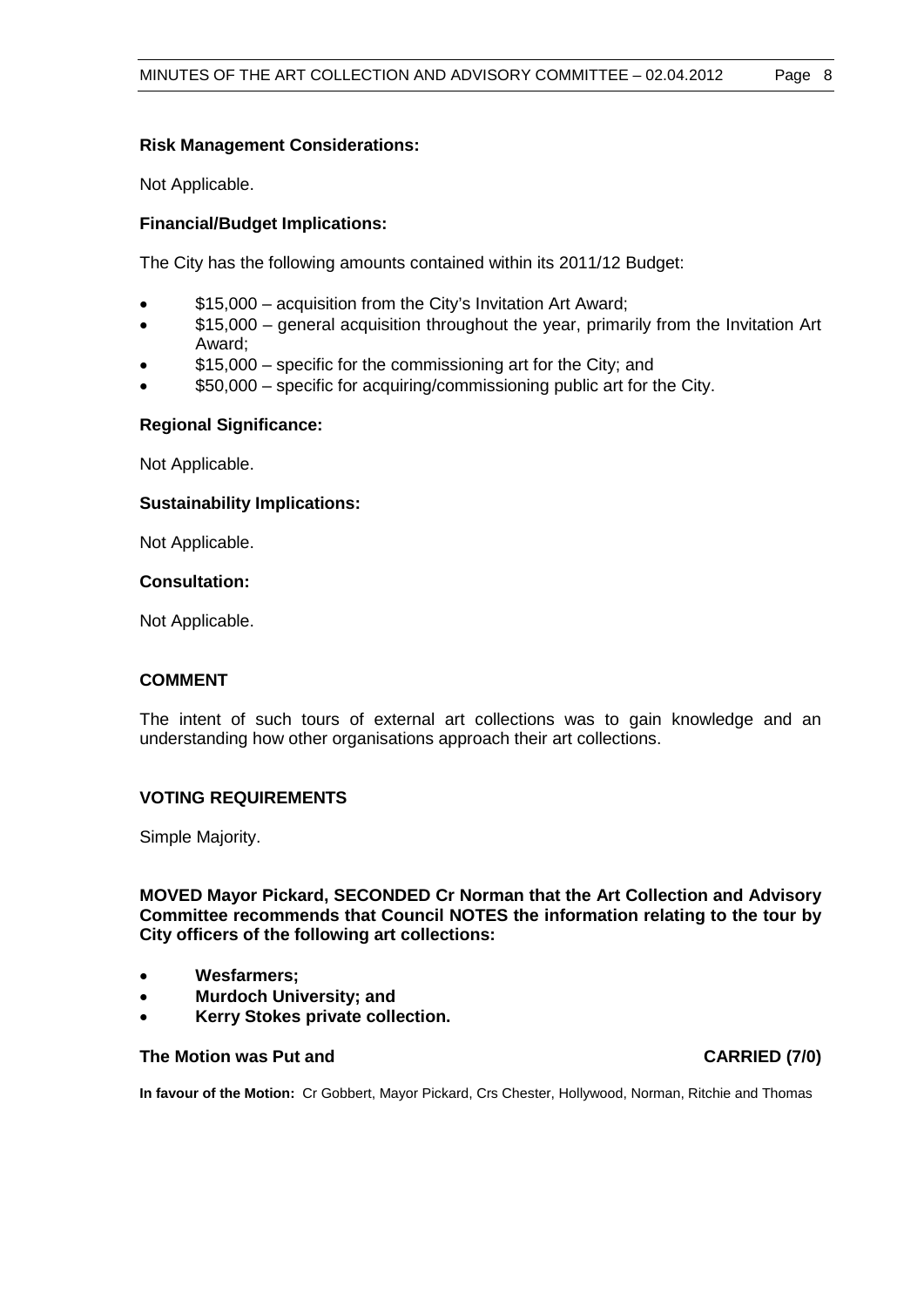**Risk Management Considerations:**

Not Applicable.

**Financial/Budget Implications:**

The City has the following amounts contained within its 2011/12 Budget:

- $15,000 – acquisition from the City's Invitation Art Award;
- $15,000 – general acquisition throughout the year, primarily from the Invitation Art Award;
- $15,000 – specific for the commissioning art for the City; and
- $50,000 – specific for acquiring/commissioning public art for the City.

**Regional Significance:**

Not Applicable.

**Sustainability Implications:**

Not Applicable.

**Consultation:**

Not Applicable.

## COMMENT

The intent of such tours of external art collections was to gain knowledge and an understanding how other organisations approach their art collections.

## VOTING REQUIREMENTS

Simple Majority.

**MOVED Mayor Pickard, SECONDED Cr Norman that the Art Collection and Advisory Committee recommends that Council NOTES the information relating to the tour by City officers of the following art collections:**

- **Wesfarmers;**
- **Murdoch University; and**
- **Kerry Stokes private collection.**

**The Motion was Put and CARRIED (7/0)**

**In favour of the Motion:** Cr Gobbert, Mayor Pickard, Crs Chester, Hollywood, Norman, Ritchie and Thomas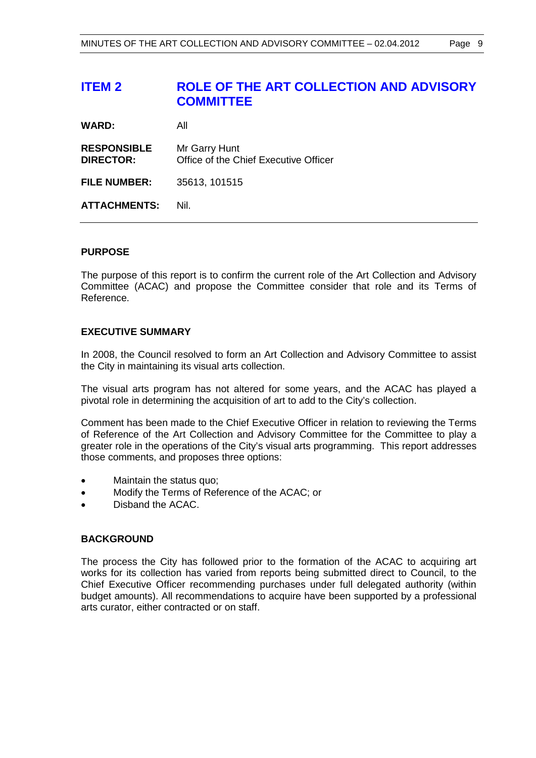# ITEM 2 ROLE OF THE ART COLLECTION AND ADVISORY COMMITTEE

| | |
|---|---|
| **WARD:** | All |
| **RESPONSIBLE DIRECTOR:** | Mr Garry Hunt<br>Office of the Chief Executive Officer |
| **FILE NUMBER:** | 35613, 101515 |
| **ATTACHMENTS:** | Nil. |

---

### PURPOSE

The purpose of this report is to confirm the current role of the Art Collection and Advisory Committee (ACAC) and propose the Committee consider that role and its Terms of Reference.

### EXECUTIVE SUMMARY

In 2008, the Council resolved to form an Art Collection and Advisory Committee to assist the City in maintaining its visual arts collection.

The visual arts program has not altered for some years, and the ACAC has played a pivotal role in determining the acquisition of art to add to the City's collection.

Comment has been made to the Chief Executive Officer in relation to reviewing the Terms of Reference of the Art Collection and Advisory Committee for the Committee to play a greater role in the operations of the City's visual arts programming. This report addresses those comments, and proposes three options:

- Maintain the status quo;
- Modify the Terms of Reference of the ACAC; or
- Disband the ACAC.

### BACKGROUND

The process the City has followed prior to the formation of the ACAC to acquiring art works for its collection has varied from reports being submitted direct to Council, to the Chief Executive Officer recommending purchases under full delegated authority (within budget amounts). All recommendations to acquire have been supported by a professional arts curator, either contracted or on staff.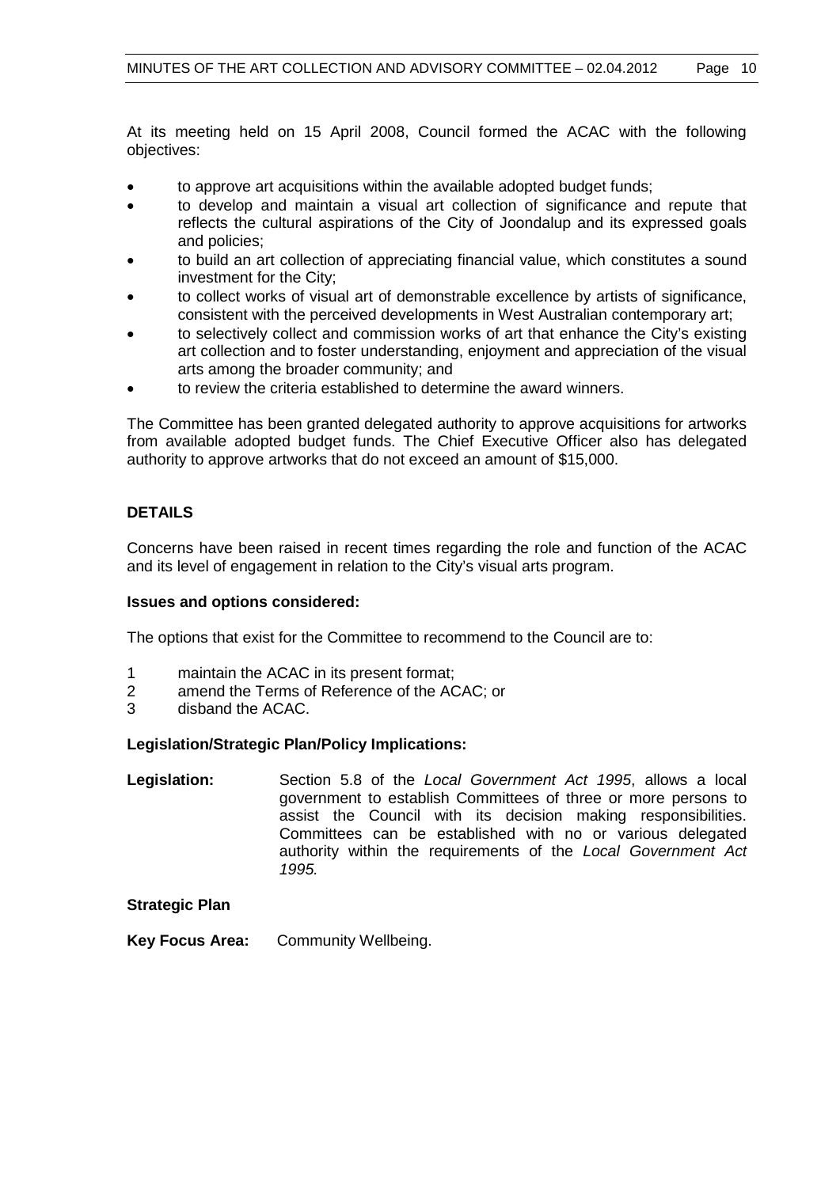At its meeting held on 15 April 2008, Council formed the ACAC with the following objectives:

- to approve art acquisitions within the available adopted budget funds;
- to develop and maintain a visual art collection of significance and repute that reflects the cultural aspirations of the City of Joondalup and its expressed goals and policies;
- to build an art collection of appreciating financial value, which constitutes a sound investment for the City;
- to collect works of visual art of demonstrable excellence by artists of significance, consistent with the perceived developments in West Australian contemporary art;
- to selectively collect and commission works of art that enhance the City's existing art collection and to foster understanding, enjoyment and appreciation of the visual arts among the broader community; and
- to review the criteria established to determine the award winners.

The Committee has been granted delegated authority to approve acquisitions for artworks from available adopted budget funds. The Chief Executive Officer also has delegated authority to approve artworks that do not exceed an amount of $15,000.

## DETAILS

Concerns have been raised in recent times regarding the role and function of the ACAC and its level of engagement in relation to the City's visual arts program.

### Issues and options considered:

The options that exist for the Committee to recommend to the Council are to:

1. maintain the ACAC in its present format;
2. amend the Terms of Reference of the ACAC; or
3. disband the ACAC.

### Legislation/Strategic Plan/Policy Implications:

**Legislation:** Section 5.8 of the *Local Government Act 1995*, allows a local government to establish Committees of three or more persons to assist the Council with its decision making responsibilities. Committees can be established with no or various delegated authority within the requirements of the *Local Government Act 1995.*

**Strategic Plan**

**Key Focus Area:** Community Wellbeing.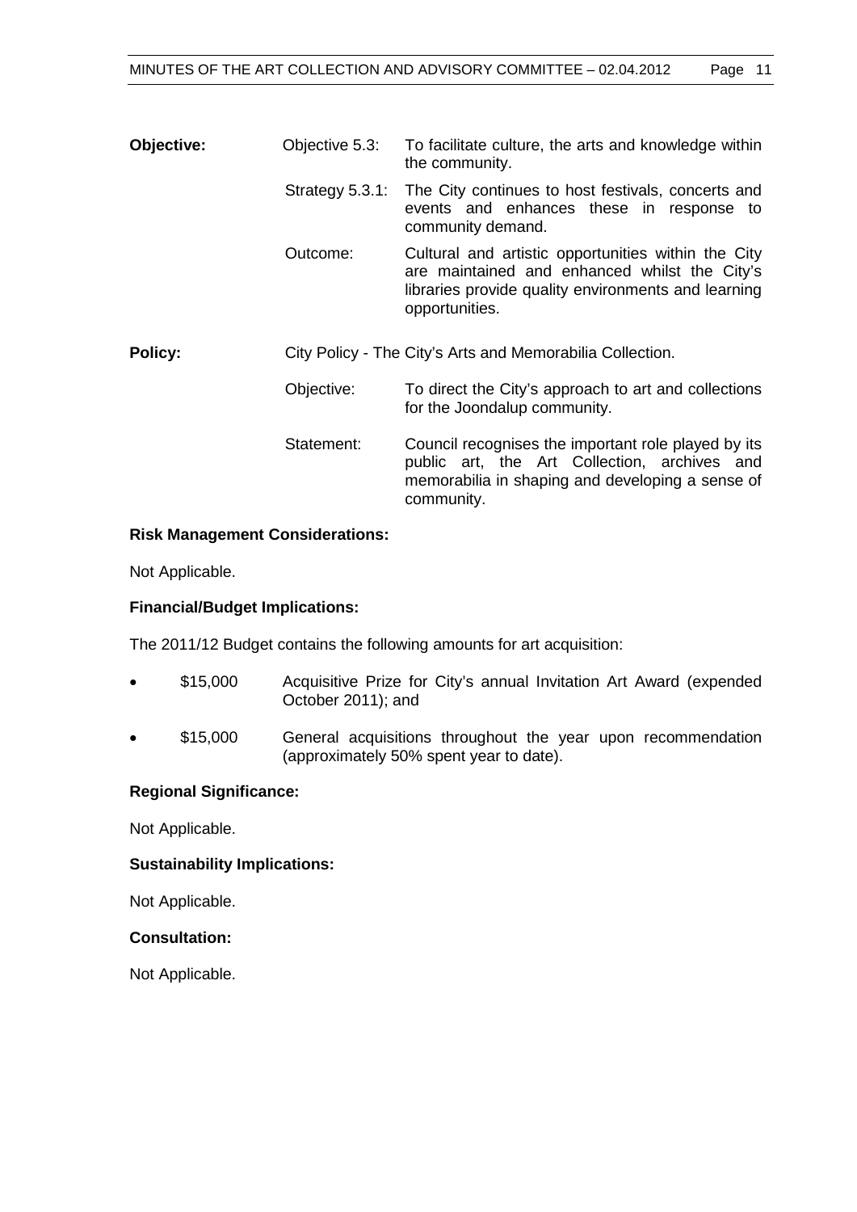**Objective:** Objective 5.3: To facilitate culture, the arts and knowledge within the community.

Strategy 5.3.1: The City continues to host festivals, concerts and events and enhances these in response to community demand.

Outcome: Cultural and artistic opportunities within the City are maintained and enhanced whilst the City's libraries provide quality environments and learning opportunities.

**Policy:** City Policy - The City's Arts and Memorabilia Collection.

Objective: To direct the City's approach to art and collections for the Joondalup community.

Statement: Council recognises the important role played by its public art, the Art Collection, archives and memorabilia in shaping and developing a sense of community.

### Risk Management Considerations:

Not Applicable.

### Financial/Budget Implications:

The 2011/12 Budget contains the following amounts for art acquisition:

- \$15,000 Acquisitive Prize for City's annual Invitation Art Award (expended October 2011); and
- \$15,000 General acquisitions throughout the year upon recommendation (approximately 50% spent year to date).

### Regional Significance:

Not Applicable.

### Sustainability Implications:

Not Applicable.

### Consultation:

Not Applicable.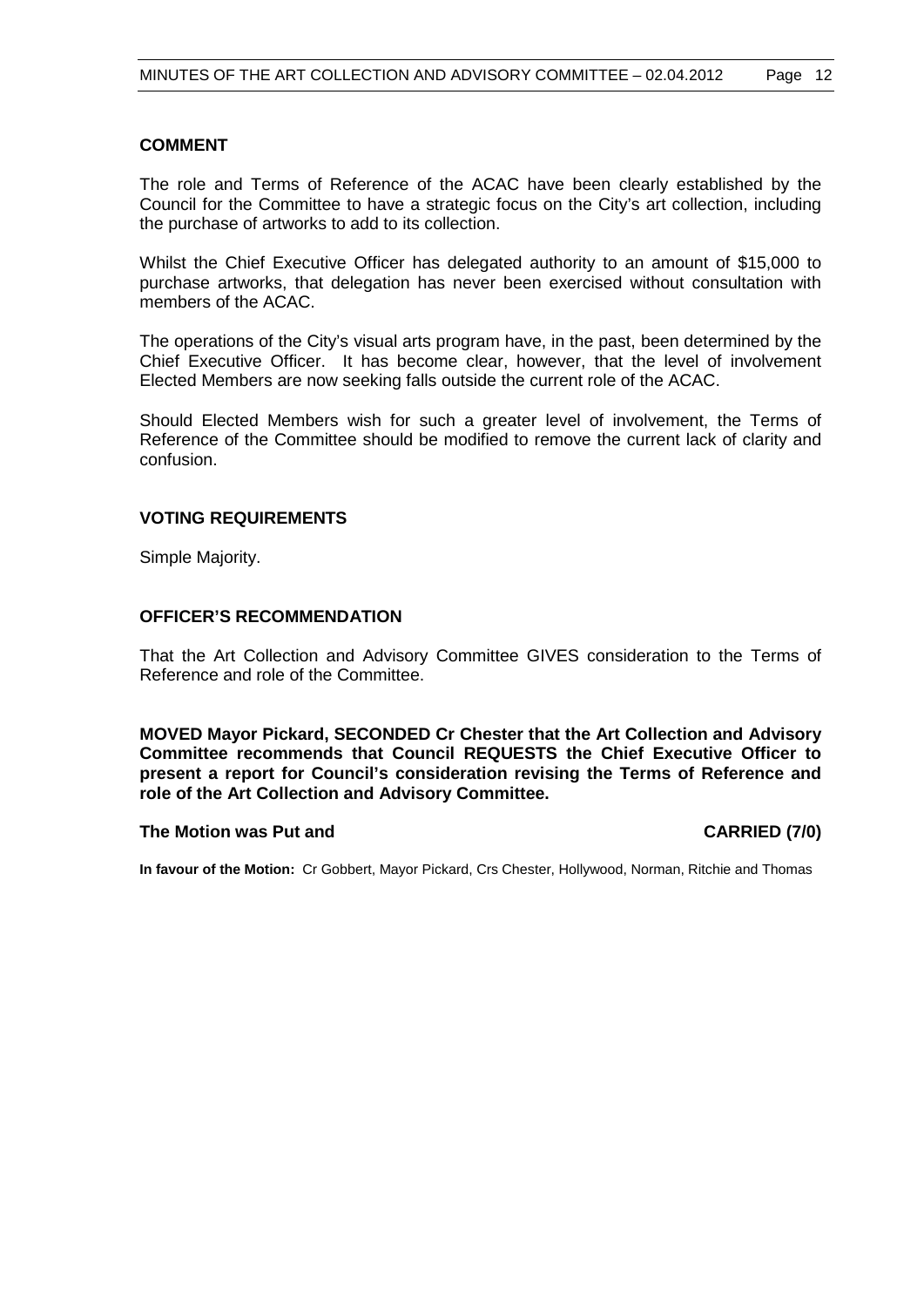## COMMENT

The role and Terms of Reference of the ACAC have been clearly established by the Council for the Committee to have a strategic focus on the City's art collection, including the purchase of artworks to add to its collection.

Whilst the Chief Executive Officer has delegated authority to an amount of $15,000 to purchase artworks, that delegation has never been exercised without consultation with members of the ACAC.

The operations of the City's visual arts program have, in the past, been determined by the Chief Executive Officer. It has become clear, however, that the level of involvement Elected Members are now seeking falls outside the current role of the ACAC.

Should Elected Members wish for such a greater level of involvement, the Terms of Reference of the Committee should be modified to remove the current lack of clarity and confusion.

## VOTING REQUIREMENTS

Simple Majority.

## OFFICER'S RECOMMENDATION

That the Art Collection and Advisory Committee GIVES consideration to the Terms of Reference and role of the Committee.

**MOVED Mayor Pickard, SECONDED Cr Chester that the Art Collection and Advisory Committee recommends that Council REQUESTS the Chief Executive Officer to present a report for Council's consideration revising the Terms of Reference and role of the Art Collection and Advisory Committee.**

**The Motion was Put and CARRIED (7/0)**

**In favour of the Motion:** Cr Gobbert, Mayor Pickard, Crs Chester, Hollywood, Norman, Ritchie and Thomas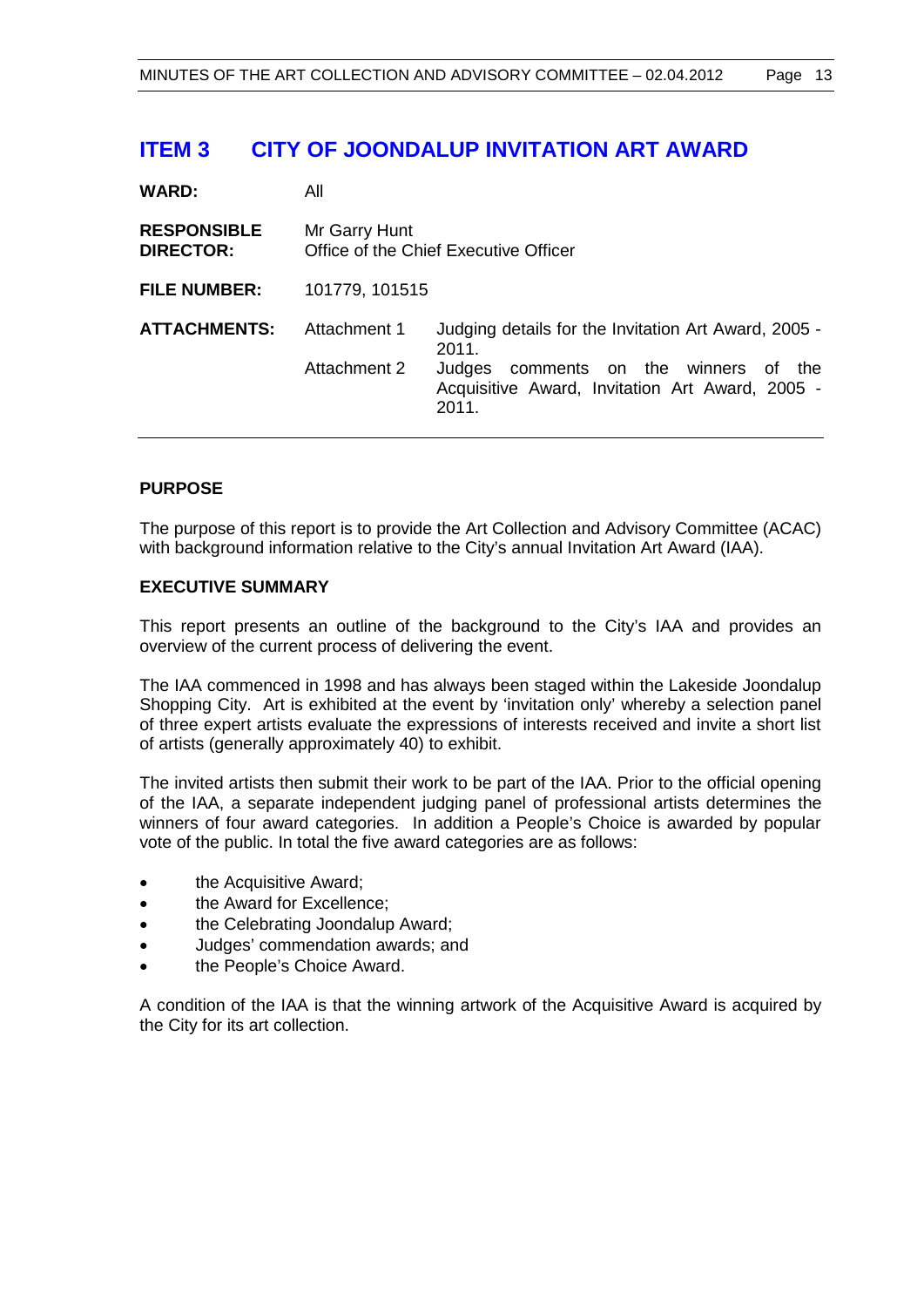## ITEM 3 CITY OF JOONDALUP INVITATION ART AWARD

| | | |
|---|---|---|
| **WARD:** | All | |
| **RESPONSIBLE DIRECTOR:** | Mr Garry Hunt<br>Office of the Chief Executive Officer | |
| **FILE NUMBER:** | 101779, 101515 | |
| **ATTACHMENTS:** | Attachment 1 | Judging details for the Invitation Art Award, 2005 - 2011. |
| | Attachment 2 | Judges comments on the winners of the Acquisitive Award, Invitation Art Award, 2005 - 2011. |

### PURPOSE

The purpose of this report is to provide the Art Collection and Advisory Committee (ACAC) with background information relative to the City's annual Invitation Art Award (IAA).

### EXECUTIVE SUMMARY

This report presents an outline of the background to the City's IAA and provides an overview of the current process of delivering the event.

The IAA commenced in 1998 and has always been staged within the Lakeside Joondalup Shopping City. Art is exhibited at the event by 'invitation only' whereby a selection panel of three expert artists evaluate the expressions of interests received and invite a short list of artists (generally approximately 40) to exhibit.

The invited artists then submit their work to be part of the IAA. Prior to the official opening of the IAA, a separate independent judging panel of professional artists determines the winners of four award categories. In addition a People's Choice is awarded by popular vote of the public. In total the five award categories are as follows:

- the Acquisitive Award;
- the Award for Excellence;
- the Celebrating Joondalup Award;
- Judges' commendation awards; and
- the People's Choice Award.

A condition of the IAA is that the winning artwork of the Acquisitive Award is acquired by the City for its art collection.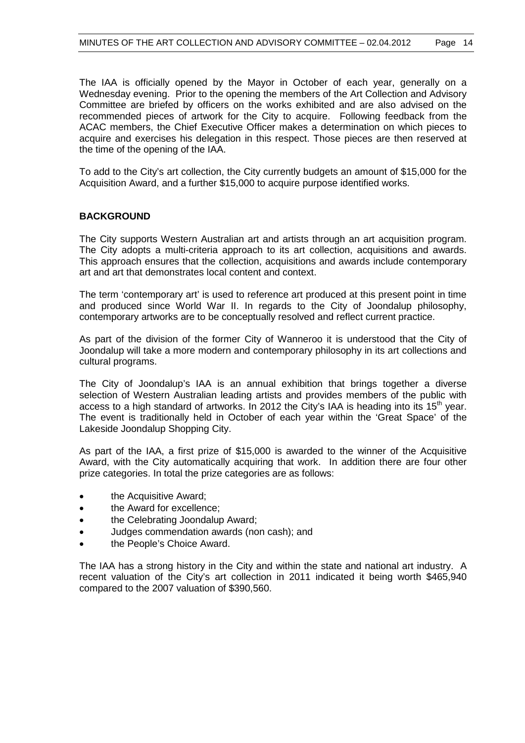The IAA is officially opened by the Mayor in October of each year, generally on a Wednesday evening. Prior to the opening the members of the Art Collection and Advisory Committee are briefed by officers on the works exhibited and are also advised on the recommended pieces of artwork for the City to acquire. Following feedback from the ACAC members, the Chief Executive Officer makes a determination on which pieces to acquire and exercises his delegation in this respect. Those pieces are then reserved at the time of the opening of the IAA.

To add to the City's art collection, the City currently budgets an amount of $15,000 for the Acquisition Award, and a further $15,000 to acquire purpose identified works.

**BACKGROUND**

The City supports Western Australian art and artists through an art acquisition program. The City adopts a multi-criteria approach to its art collection, acquisitions and awards. This approach ensures that the collection, acquisitions and awards include contemporary art and art that demonstrates local content and context.

The term 'contemporary art' is used to reference art produced at this present point in time and produced since World War II. In regards to the City of Joondalup philosophy, contemporary artworks are to be conceptually resolved and reflect current practice.

As part of the division of the former City of Wanneroo it is understood that the City of Joondalup will take a more modern and contemporary philosophy in its art collections and cultural programs.

The City of Joondalup's IAA is an annual exhibition that brings together a diverse selection of Western Australian leading artists and provides members of the public with access to a high standard of artworks. In 2012 the City's IAA is heading into its 15th year. The event is traditionally held in October of each year within the 'Great Space' of the Lakeside Joondalup Shopping City.

As part of the IAA, a first prize of $15,000 is awarded to the winner of the Acquisitive Award, with the City automatically acquiring that work. In addition there are four other prize categories. In total the prize categories are as follows:

- the Acquisitive Award;
- the Award for excellence;
- the Celebrating Joondalup Award;
- Judges commendation awards (non cash); and
- the People's Choice Award.

The IAA has a strong history in the City and within the state and national art industry. A recent valuation of the City's art collection in 2011 indicated it being worth $465,940 compared to the 2007 valuation of $390,560.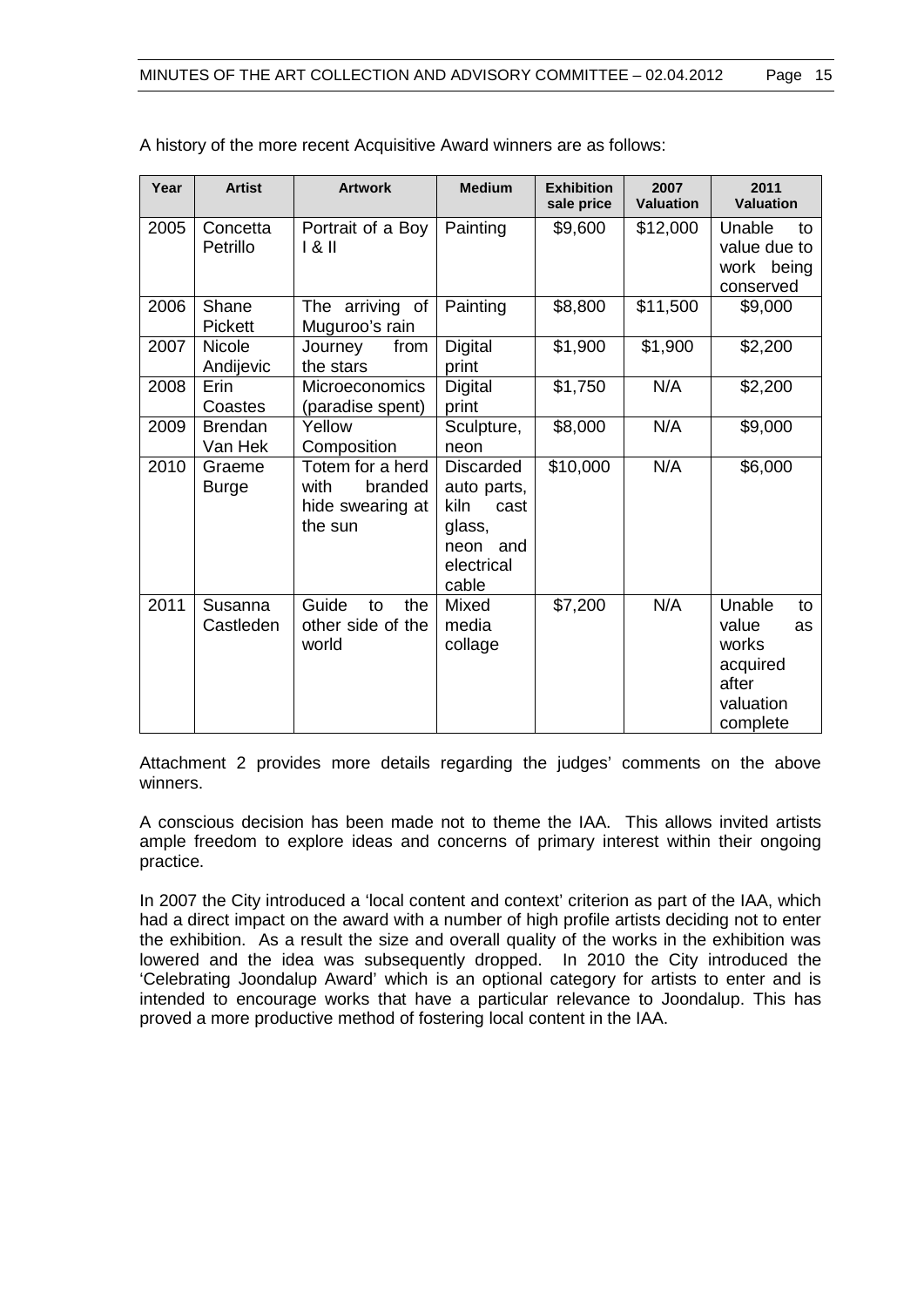A history of the more recent Acquisitive Award winners are as follows:

| Year | Artist | Artwork | Medium | Exhibition sale price | 2007 Valuation | 2011 Valuation |
|---|---|---|---|---|---|---|
| 2005 | Concetta Petrillo | Portrait of a Boy I & II | Painting | $9,600 | $12,000 | Unable to value due to work being conserved |
| 2006 | Shane Pickett | The arriving of Muguroo's rain | Painting | $8,800 | $11,500 | $9,000 |
| 2007 | Nicole Andijevic | Journey from the stars | Digital print | $1,900 | $1,900 | $2,200 |
| 2008 | Erin Coastes | Microeconomics (paradise spent) | Digital print | $1,750 | N/A | $2,200 |
| 2009 | Brendan Van Hek | Yellow Composition | Sculpture, neon | $8,000 | N/A | $9,000 |
| 2010 | Graeme Burge | Totem for a herd with branded hide swearing at the sun | Discarded auto parts, kiln cast glass, neon and electrical cable | $10,000 | N/A | $6,000 |
| 2011 | Susanna Castleden | Guide to the other side of the world | Mixed media collage | $7,200 | N/A | Unable to value as works acquired after valuation complete |

Attachment 2 provides more details regarding the judges' comments on the above winners.

A conscious decision has been made not to theme the IAA. This allows invited artists ample freedom to explore ideas and concerns of primary interest within their ongoing practice.

In 2007 the City introduced a 'local content and context' criterion as part of the IAA, which had a direct impact on the award with a number of high profile artists deciding not to enter the exhibition. As a result the size and overall quality of the works in the exhibition was lowered and the idea was subsequently dropped. In 2010 the City introduced the 'Celebrating Joondalup Award' which is an optional category for artists to enter and is intended to encourage works that have a particular relevance to Joondalup. This has proved a more productive method of fostering local content in the IAA.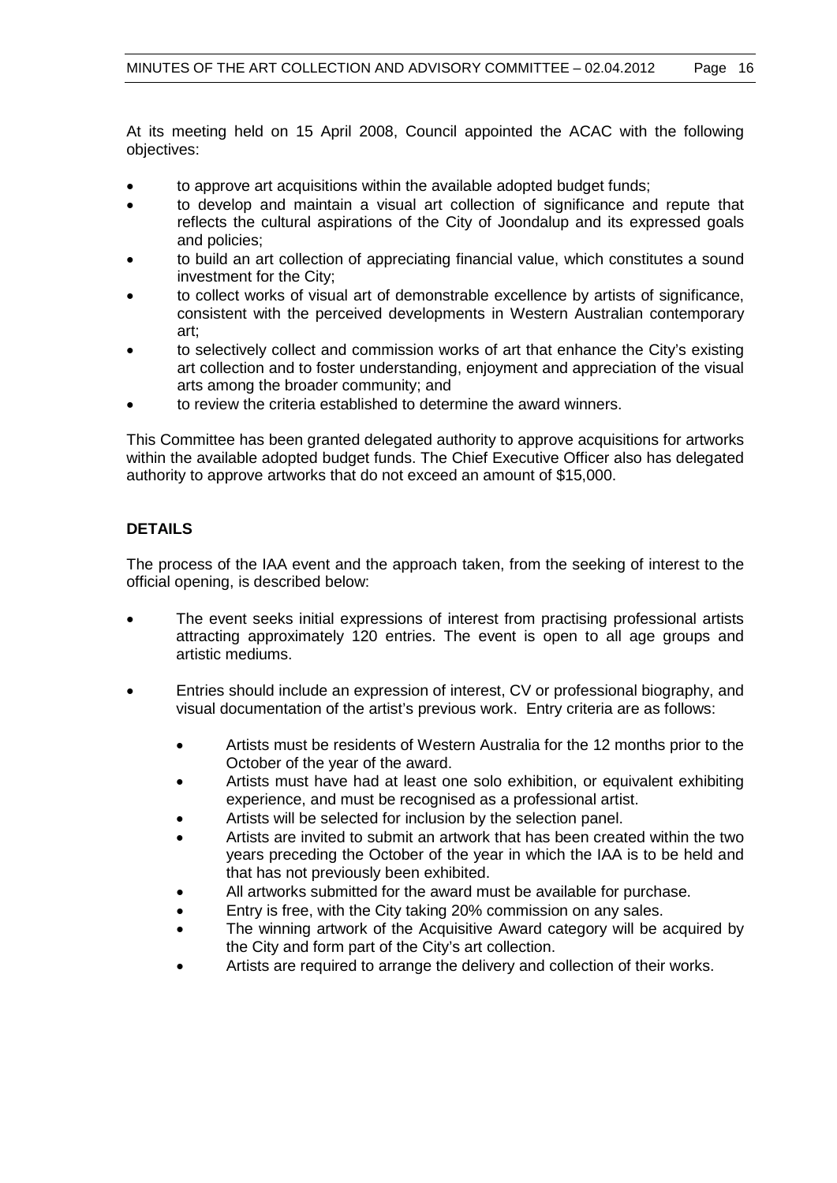At its meeting held on 15 April 2008, Council appointed the ACAC with the following objectives:

- to approve art acquisitions within the available adopted budget funds;
- to develop and maintain a visual art collection of significance and repute that reflects the cultural aspirations of the City of Joondalup and its expressed goals and policies;
- to build an art collection of appreciating financial value, which constitutes a sound investment for the City;
- to collect works of visual art of demonstrable excellence by artists of significance, consistent with the perceived developments in Western Australian contemporary art;
- to selectively collect and commission works of art that enhance the City's existing art collection and to foster understanding, enjoyment and appreciation of the visual arts among the broader community; and
- to review the criteria established to determine the award winners.

This Committee has been granted delegated authority to approve acquisitions for artworks within the available adopted budget funds. The Chief Executive Officer also has delegated authority to approve artworks that do not exceed an amount of $15,000.

**DETAILS**

The process of the IAA event and the approach taken, from the seeking of interest to the official opening, is described below:

- The event seeks initial expressions of interest from practising professional artists attracting approximately 120 entries. The event is open to all age groups and artistic mediums.

- Entries should include an expression of interest, CV or professional biography, and visual documentation of the artist's previous work. Entry criteria are as follows:

  - Artists must be residents of Western Australia for the 12 months prior to the October of the year of the award.
  - Artists must have had at least one solo exhibition, or equivalent exhibiting experience, and must be recognised as a professional artist.
  - Artists will be selected for inclusion by the selection panel.
  - Artists are invited to submit an artwork that has been created within the two years preceding the October of the year in which the IAA is to be held and that has not previously been exhibited.
  - All artworks submitted for the award must be available for purchase.
  - Entry is free, with the City taking 20% commission on any sales.
  - The winning artwork of the Acquisitive Award category will be acquired by the City and form part of the City's art collection.
  - Artists are required to arrange the delivery and collection of their works.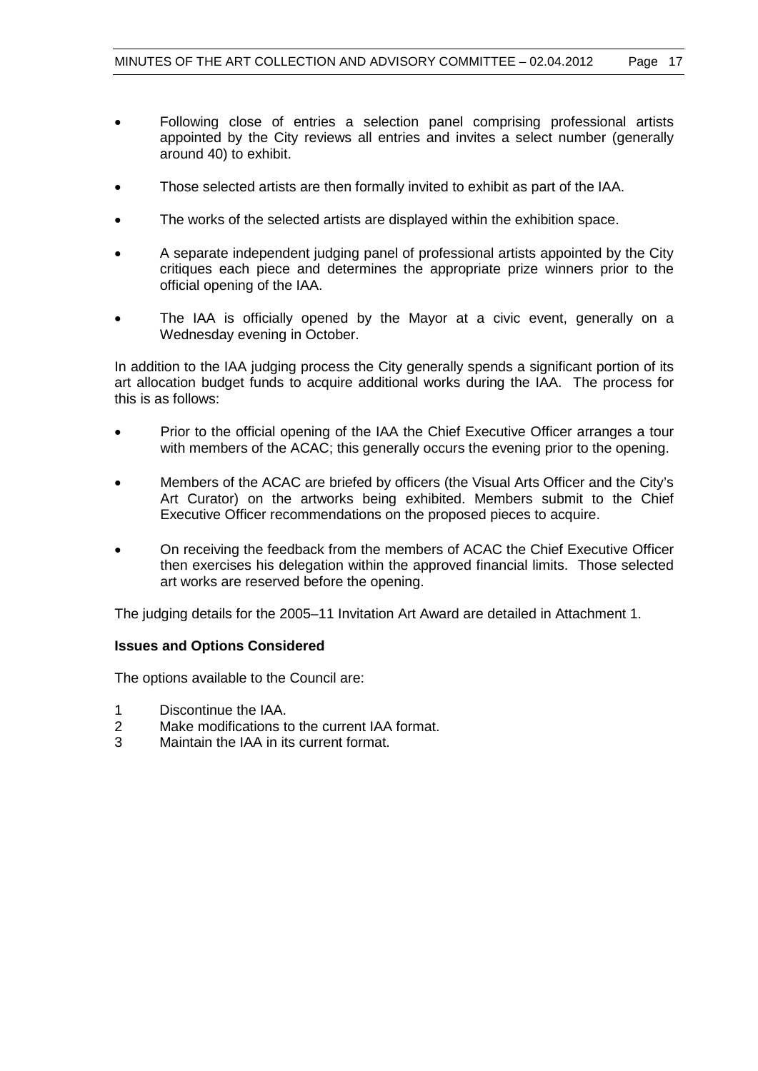- Following close of entries a selection panel comprising professional artists appointed by the City reviews all entries and invites a select number (generally around 40) to exhibit.

- Those selected artists are then formally invited to exhibit as part of the IAA.

- The works of the selected artists are displayed within the exhibition space.

- A separate independent judging panel of professional artists appointed by the City critiques each piece and determines the appropriate prize winners prior to the official opening of the IAA.

- The IAA is officially opened by the Mayor at a civic event, generally on a Wednesday evening in October.

In addition to the IAA judging process the City generally spends a significant portion of its art allocation budget funds to acquire additional works during the IAA. The process for this is as follows:

- Prior to the official opening of the IAA the Chief Executive Officer arranges a tour with members of the ACAC; this generally occurs the evening prior to the opening.

- Members of the ACAC are briefed by officers (the Visual Arts Officer and the City's Art Curator) on the artworks being exhibited. Members submit to the Chief Executive Officer recommendations on the proposed pieces to acquire.

- On receiving the feedback from the members of ACAC the Chief Executive Officer then exercises his delegation within the approved financial limits. Those selected art works are reserved before the opening.

The judging details for the 2005–11 Invitation Art Award are detailed in Attachment 1.

**Issues and Options Considered**

The options available to the Council are:

1 Discontinue the IAA.
2 Make modifications to the current IAA format.
3 Maintain the IAA in its current format.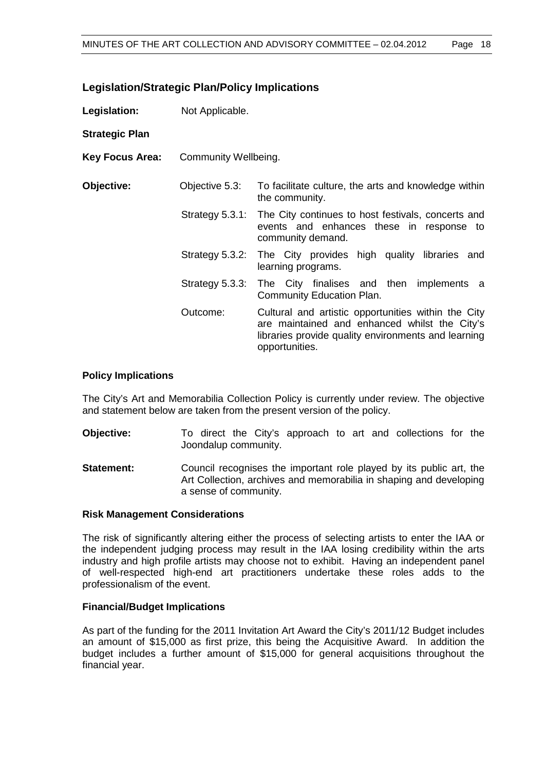## Legislation/Strategic Plan/Policy Implications

**Legislation:** Not Applicable.

**Strategic Plan**

**Key Focus Area:** Community Wellbeing.

| | | |
|---|---|---|
| **Objective:** | Objective 5.3: | To facilitate culture, the arts and knowledge within the community. |
| | Strategy 5.3.1: | The City continues to host festivals, concerts and events and enhances these in response to community demand. |
| | Strategy 5.3.2: | The City provides high quality libraries and learning programs. |
| | Strategy 5.3.3: | The City finalises and then implements a Community Education Plan. |
| | Outcome: | Cultural and artistic opportunities within the City are maintained and enhanced whilst the City's libraries provide quality environments and learning opportunities. |

### Policy Implications

The City's Art and Memorabilia Collection Policy is currently under review. The objective and statement below are taken from the present version of the policy.

**Objective:** To direct the City's approach to art and collections for the Joondalup community.

**Statement:** Council recognises the important role played by its public art, the Art Collection, archives and memorabilia in shaping and developing a sense of community.

### Risk Management Considerations

The risk of significantly altering either the process of selecting artists to enter the IAA or the independent judging process may result in the IAA losing credibility within the arts industry and high profile artists may choose not to exhibit. Having an independent panel of well-respected high-end art practitioners undertake these roles adds to the professionalism of the event.

### Financial/Budget Implications

As part of the funding for the 2011 Invitation Art Award the City's 2011/12 Budget includes an amount of $15,000 as first prize, this being the Acquisitive Award. In addition the budget includes a further amount of $15,000 for general acquisitions throughout the financial year.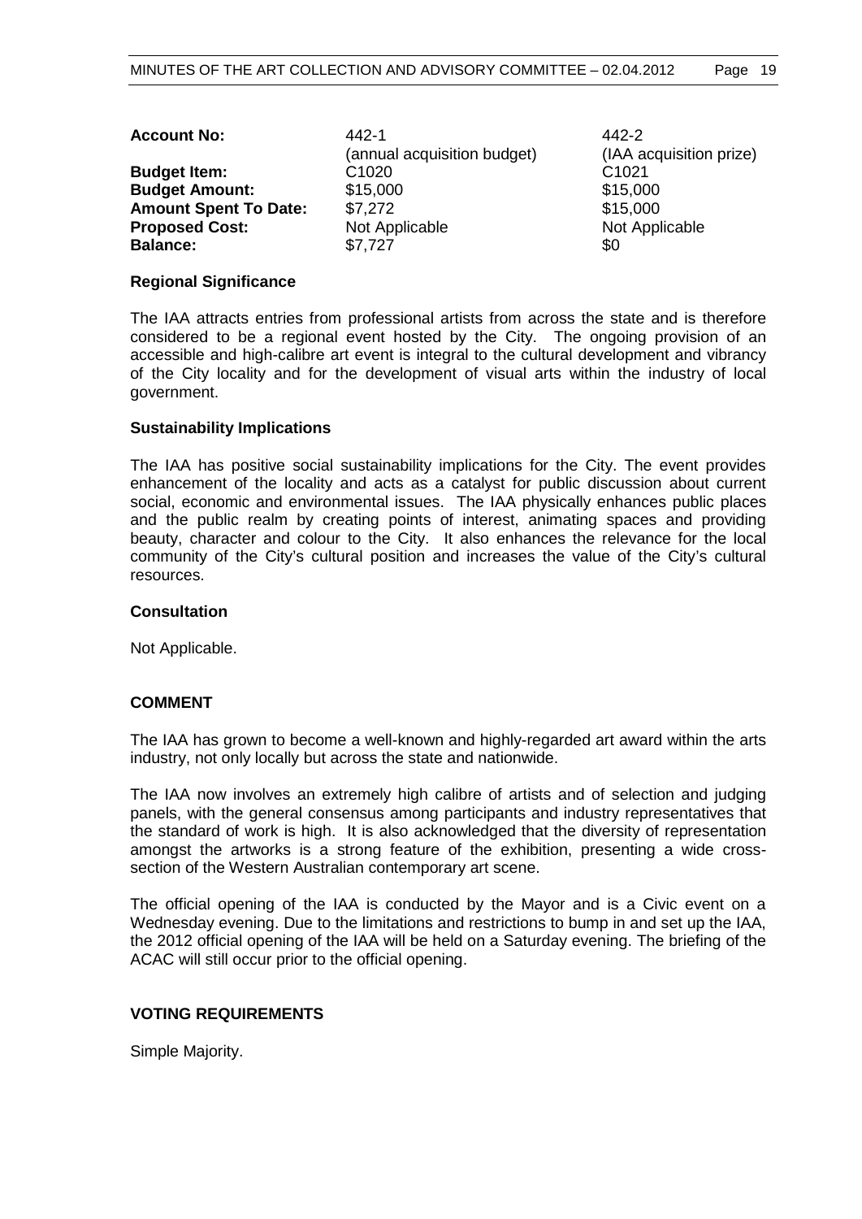| Account No: | 442-1 | 442-2 |
|---|---|---|
| | (annual acquisition budget) | (IAA acquisition prize) |
| Budget Item: | C1020 | C1021 |
| Budget Amount: | $15,000 | $15,000 |
| Amount Spent To Date: | $7,272 | $15,000 |
| Proposed Cost: | Not Applicable | Not Applicable |
| Balance: | $7,727 | $0 |

**Regional Significance**

The IAA attracts entries from professional artists from across the state and is therefore considered to be a regional event hosted by the City. The ongoing provision of an accessible and high-calibre art event is integral to the cultural development and vibrancy of the City locality and for the development of visual arts within the industry of local government.

**Sustainability Implications**

The IAA has positive social sustainability implications for the City. The event provides enhancement of the locality and acts as a catalyst for public discussion about current social, economic and environmental issues. The IAA physically enhances public places and the public realm by creating points of interest, animating spaces and providing beauty, character and colour to the City. It also enhances the relevance for the local community of the City's cultural position and increases the value of the City's cultural resources.

**Consultation**

Not Applicable.

**COMMENT**

The IAA has grown to become a well-known and highly-regarded art award within the arts industry, not only locally but across the state and nationwide.

The IAA now involves an extremely high calibre of artists and of selection and judging panels, with the general consensus among participants and industry representatives that the standard of work is high. It is also acknowledged that the diversity of representation amongst the artworks is a strong feature of the exhibition, presenting a wide cross-section of the Western Australian contemporary art scene.

The official opening of the IAA is conducted by the Mayor and is a Civic event on a Wednesday evening. Due to the limitations and restrictions to bump in and set up the IAA, the 2012 official opening of the IAA will be held on a Saturday evening. The briefing of the ACAC will still occur prior to the official opening.

**VOTING REQUIREMENTS**

Simple Majority.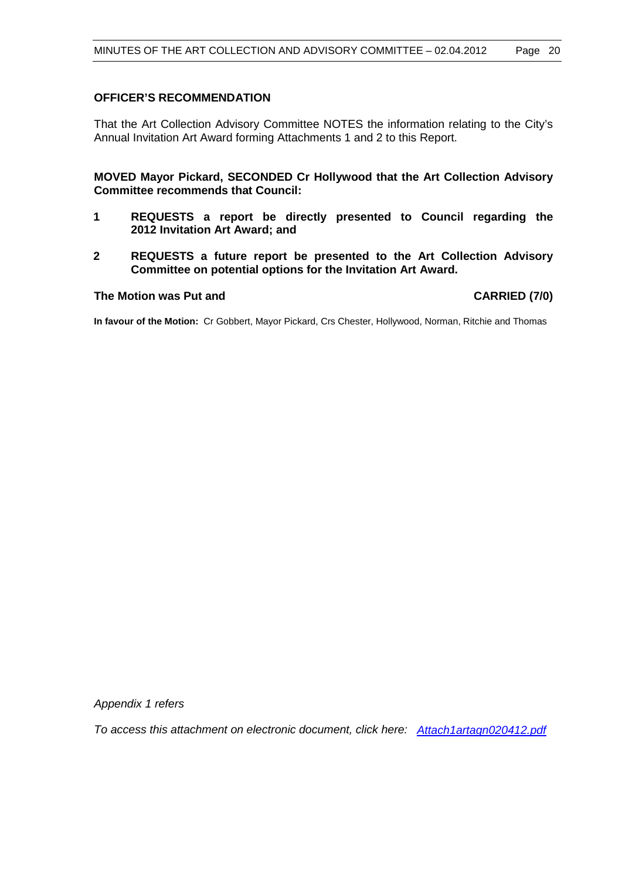## OFFICER'S RECOMMENDATION

That the Art Collection Advisory Committee NOTES the information relating to the City's Annual Invitation Art Award forming Attachments 1 and 2 to this Report.

**MOVED Mayor Pickard, SECONDED Cr Hollywood that the Art Collection Advisory Committee recommends that Council:**

**1 REQUESTS a report be directly presented to Council regarding the 2012 Invitation Art Award; and**

**2 REQUESTS a future report be presented to the Art Collection Advisory Committee on potential options for the Invitation Art Award.**

**The Motion was Put and CARRIED (7/0)**

**In favour of the Motion:** Cr Gobbert, Mayor Pickard, Crs Chester, Hollywood, Norman, Ritchie and Thomas

*Appendix 1 refers*

*To access this attachment on electronic document, click here: Attach1artagn020412.pdf*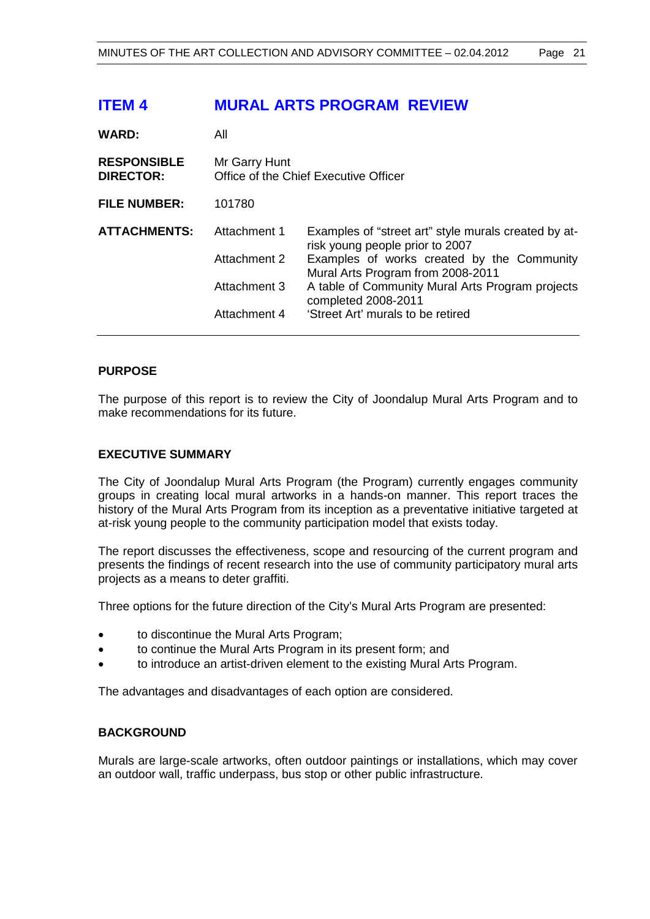# ITEM 4 MURAL ARTS PROGRAM REVIEW

| | | |
|---|---|---|
| **WARD:** | All | |
| **RESPONSIBLE DIRECTOR:** | Mr Garry Hunt<br>Office of the Chief Executive Officer | |
| **FILE NUMBER:** | 101780 | |
| **ATTACHMENTS:** | Attachment 1 | Examples of "street art" style murals created by at-risk young people prior to 2007 |
| | Attachment 2 | Examples of works created by the Community Mural Arts Program from 2008-2011 |
| | Attachment 3 | A table of Community Mural Arts Program projects completed 2008-2011 |
| | Attachment 4 | 'Street Art' murals to be retired |

## PURPOSE

The purpose of this report is to review the City of Joondalup Mural Arts Program and to make recommendations for its future.

## EXECUTIVE SUMMARY

The City of Joondalup Mural Arts Program (the Program) currently engages community groups in creating local mural artworks in a hands-on manner. This report traces the history of the Mural Arts Program from its inception as a preventative initiative targeted at at-risk young people to the community participation model that exists today.

The report discusses the effectiveness, scope and resourcing of the current program and presents the findings of recent research into the use of community participatory mural arts projects as a means to deter graffiti.

Three options for the future direction of the City's Mural Arts Program are presented:

- to discontinue the Mural Arts Program;
- to continue the Mural Arts Program in its present form; and
- to introduce an artist-driven element to the existing Mural Arts Program.

The advantages and disadvantages of each option are considered.

## BACKGROUND

Murals are large-scale artworks, often outdoor paintings or installations, which may cover an outdoor wall, traffic underpass, bus stop or other public infrastructure.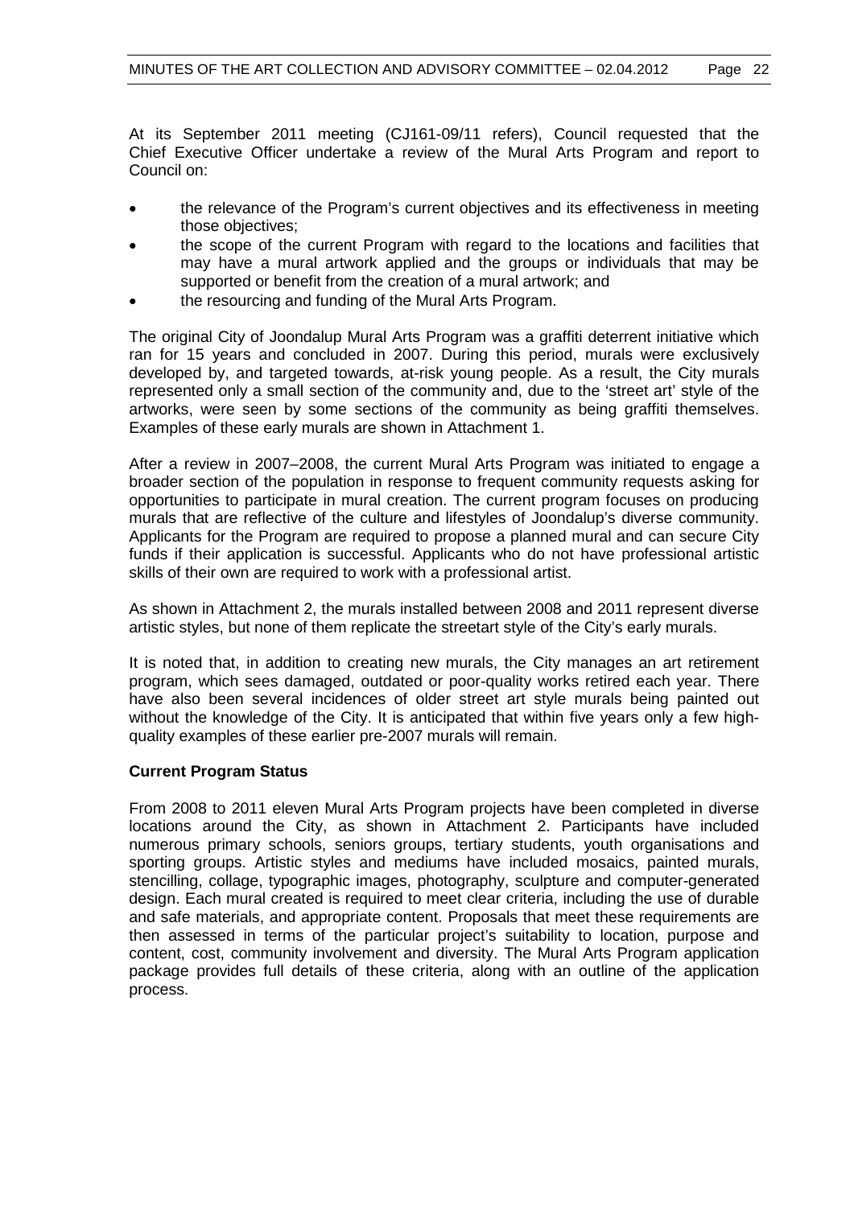At its September 2011 meeting (CJ161-09/11 refers), Council requested that the Chief Executive Officer undertake a review of the Mural Arts Program and report to Council on:

- the relevance of the Program's current objectives and its effectiveness in meeting those objectives;
- the scope of the current Program with regard to the locations and facilities that may have a mural artwork applied and the groups or individuals that may be supported or benefit from the creation of a mural artwork; and
- the resourcing and funding of the Mural Arts Program.

The original City of Joondalup Mural Arts Program was a graffiti deterrent initiative which ran for 15 years and concluded in 2007. During this period, murals were exclusively developed by, and targeted towards, at-risk young people. As a result, the City murals represented only a small section of the community and, due to the 'street art' style of the artworks, were seen by some sections of the community as being graffiti themselves. Examples of these early murals are shown in Attachment 1.

After a review in 2007–2008, the current Mural Arts Program was initiated to engage a broader section of the population in response to frequent community requests asking for opportunities to participate in mural creation. The current program focuses on producing murals that are reflective of the culture and lifestyles of Joondalup's diverse community. Applicants for the Program are required to propose a planned mural and can secure City funds if their application is successful. Applicants who do not have professional artistic skills of their own are required to work with a professional artist.

As shown in Attachment 2, the murals installed between 2008 and 2011 represent diverse artistic styles, but none of them replicate the streetart style of the City's early murals.

It is noted that, in addition to creating new murals, the City manages an art retirement program, which sees damaged, outdated or poor-quality works retired each year. There have also been several incidences of older street art style murals being painted out without the knowledge of the City. It is anticipated that within five years only a few high-quality examples of these earlier pre-2007 murals will remain.

**Current Program Status**

From 2008 to 2011 eleven Mural Arts Program projects have been completed in diverse locations around the City, as shown in Attachment 2. Participants have included numerous primary schools, seniors groups, tertiary students, youth organisations and sporting groups. Artistic styles and mediums have included mosaics, painted murals, stencilling, collage, typographic images, photography, sculpture and computer-generated design. Each mural created is required to meet clear criteria, including the use of durable and safe materials, and appropriate content. Proposals that meet these requirements are then assessed in terms of the particular project's suitability to location, purpose and content, cost, community involvement and diversity. The Mural Arts Program application package provides full details of these criteria, along with an outline of the application process.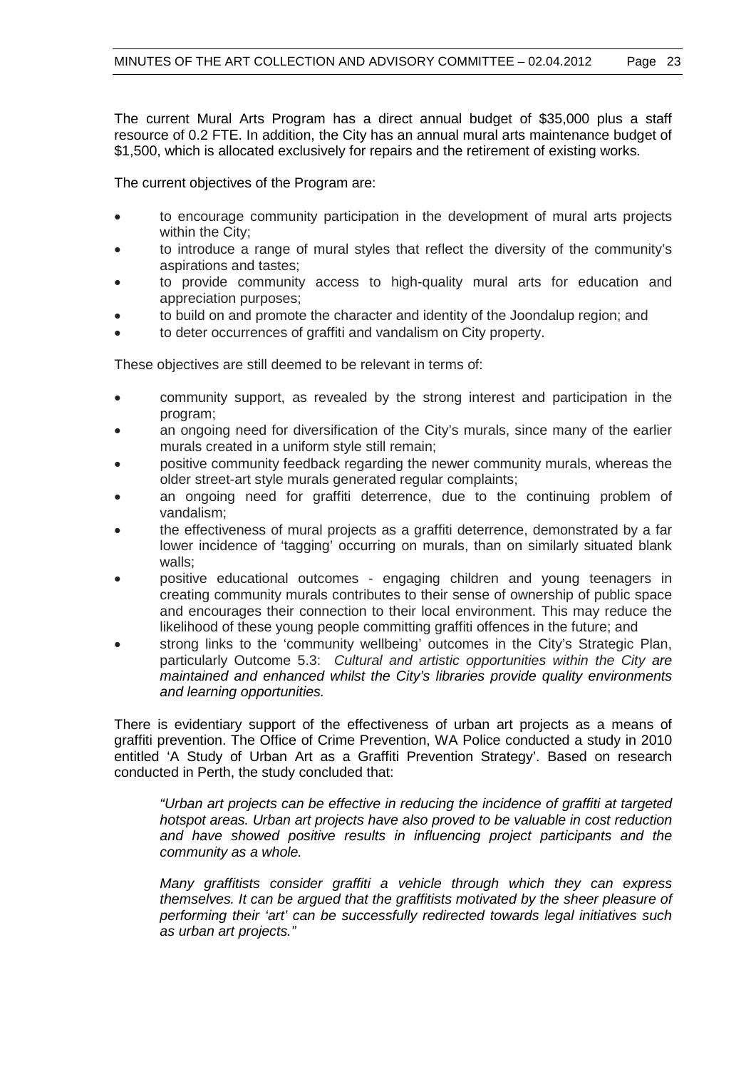The current Mural Arts Program has a direct annual budget of $35,000 plus a staff resource of 0.2 FTE. In addition, the City has an annual mural arts maintenance budget of $1,500, which is allocated exclusively for repairs and the retirement of existing works.

The current objectives of the Program are:

- to encourage community participation in the development of mural arts projects within the City;
- to introduce a range of mural styles that reflect the diversity of the community's aspirations and tastes;
- to provide community access to high-quality mural arts for education and appreciation purposes;
- to build on and promote the character and identity of the Joondalup region; and
- to deter occurrences of graffiti and vandalism on City property.

These objectives are still deemed to be relevant in terms of:

- community support, as revealed by the strong interest and participation in the program;
- an ongoing need for diversification of the City's murals, since many of the earlier murals created in a uniform style still remain;
- positive community feedback regarding the newer community murals, whereas the older street-art style murals generated regular complaints;
- an ongoing need for graffiti deterrence, due to the continuing problem of vandalism;
- the effectiveness of mural projects as a graffiti deterrence, demonstrated by a far lower incidence of 'tagging' occurring on murals, than on similarly situated blank walls;
- positive educational outcomes - engaging children and young teenagers in creating community murals contributes to their sense of ownership of public space and encourages their connection to their local environment. This may reduce the likelihood of these young people committing graffiti offences in the future; and
- strong links to the 'community wellbeing' outcomes in the City's Strategic Plan, particularly Outcome 5.3: *Cultural and artistic opportunities within the City are maintained and enhanced whilst the City's libraries provide quality environments and learning opportunities.*

There is evidentiary support of the effectiveness of urban art projects as a means of graffiti prevention. The Office of Crime Prevention, WA Police conducted a study in 2010 entitled 'A Study of Urban Art as a Graffiti Prevention Strategy'. Based on research conducted in Perth, the study concluded that:

> *"Urban art projects can be effective in reducing the incidence of graffiti at targeted hotspot areas. Urban art projects have also proved to be valuable in cost reduction and have showed positive results in influencing project participants and the community as a whole.*
>
> *Many graffitists consider graffiti a vehicle through which they can express themselves. It can be argued that the graffitists motivated by the sheer pleasure of performing their 'art' can be successfully redirected towards legal initiatives such as urban art projects."*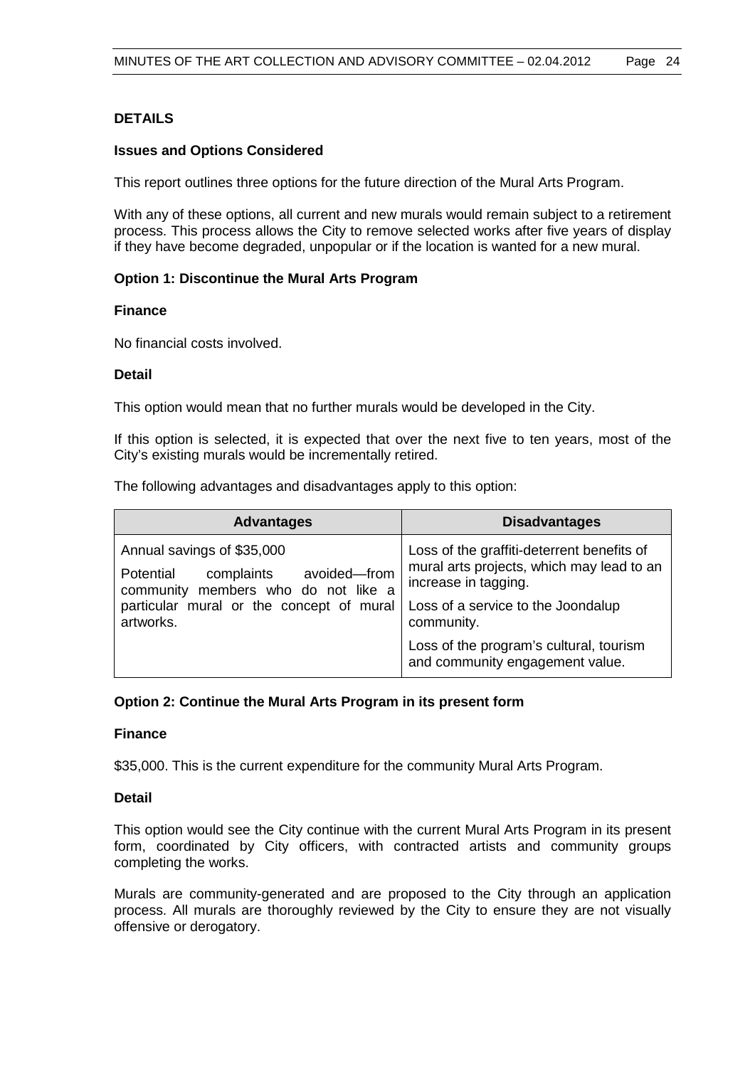**DETAILS**

**Issues and Options Considered**

This report outlines three options for the future direction of the Mural Arts Program.

With any of these options, all current and new murals would remain subject to a retirement process. This process allows the City to remove selected works after five years of display if they have become degraded, unpopular or if the location is wanted for a new mural.

**Option 1: Discontinue the Mural Arts Program**

**Finance**

No financial costs involved.

**Detail**

This option would mean that no further murals would be developed in the City.

If this option is selected, it is expected that over the next five to ten years, most of the City's existing murals would be incrementally retired.

The following advantages and disadvantages apply to this option:

| Advantages | Disadvantages |
|---|---|
| Annual savings of $35,000<br><br>Potential complaints avoided—from community members who do not like a particular mural or the concept of mural artworks. | Loss of the graffiti-deterrent benefits of mural arts projects, which may lead to an increase in tagging.<br><br>Loss of a service to the Joondalup community.<br><br>Loss of the program's cultural, tourism and community engagement value. |

**Option 2: Continue the Mural Arts Program in its present form**

**Finance**

$35,000. This is the current expenditure for the community Mural Arts Program.

**Detail**

This option would see the City continue with the current Mural Arts Program in its present form, coordinated by City officers, with contracted artists and community groups completing the works.

Murals are community-generated and are proposed to the City through an application process. All murals are thoroughly reviewed by the City to ensure they are not visually offensive or derogatory.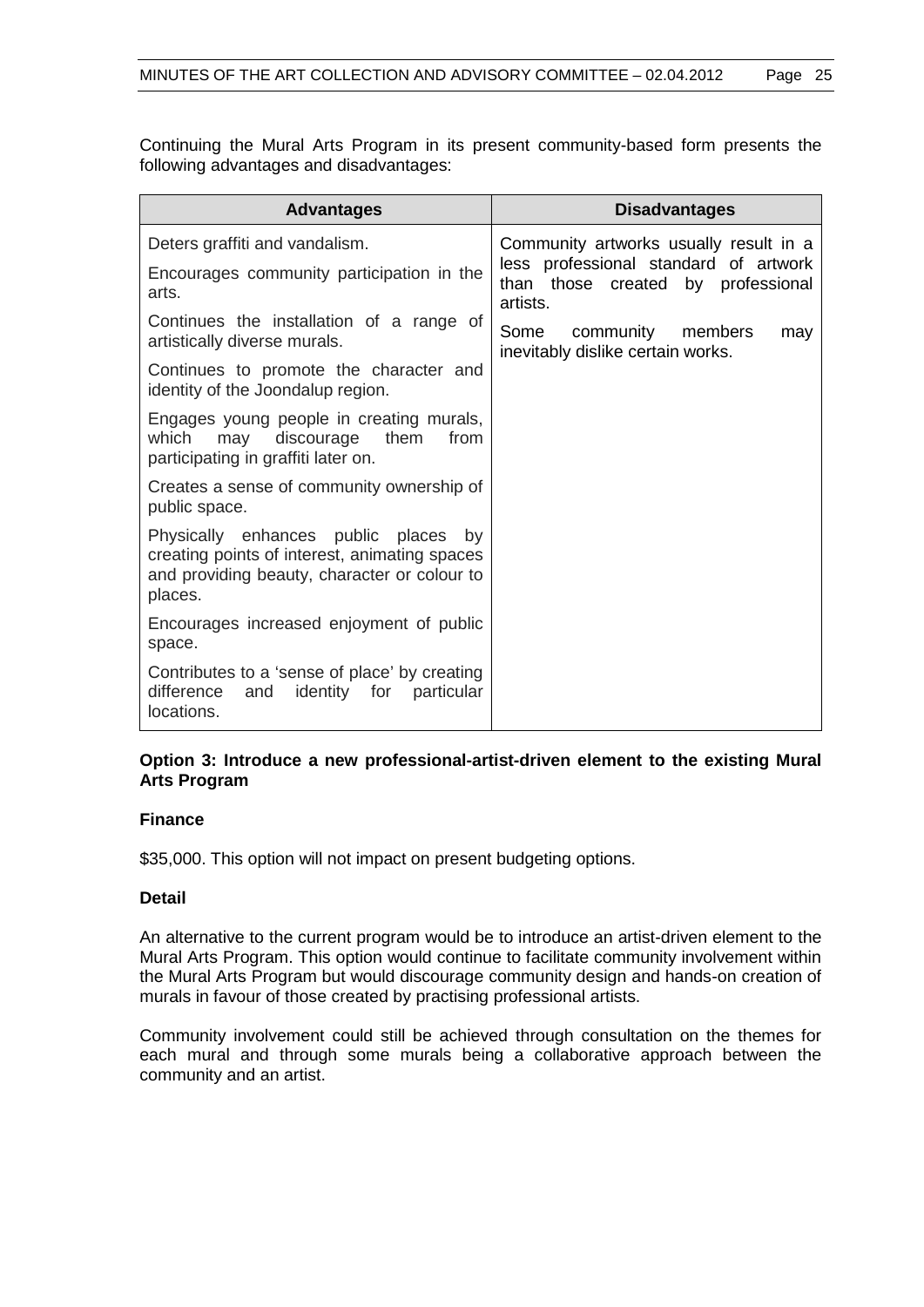Continuing the Mural Arts Program in its present community-based form presents the following advantages and disadvantages:

| Advantages | Disadvantages |
|---|---|
| Deters graffiti and vandalism.<br><br>Encourages community participation in the arts.<br><br>Continues the installation of a range of artistically diverse murals.<br><br>Continues to promote the character and identity of the Joondalup region.<br><br>Engages young people in creating murals, which may discourage them from participating in graffiti later on.<br><br>Creates a sense of community ownership of public space.<br><br>Physically enhances public places by creating points of interest, animating spaces and providing beauty, character or colour to places.<br><br>Encourages increased enjoyment of public space.<br><br>Contributes to a 'sense of place' by creating difference and identity for particular locations. | Community artworks usually result in a less professional standard of artwork than those created by professional artists.<br><br>Some community members may inevitably dislike certain works. |

**Option 3: Introduce a new professional-artist-driven element to the existing Mural Arts Program**

**Finance**

$35,000. This option will not impact on present budgeting options.

**Detail**

An alternative to the current program would be to introduce an artist-driven element to the Mural Arts Program. This option would continue to facilitate community involvement within the Mural Arts Program but would discourage community design and hands-on creation of murals in favour of those created by practising professional artists.

Community involvement could still be achieved through consultation on the themes for each mural and through some murals being a collaborative approach between the community and an artist.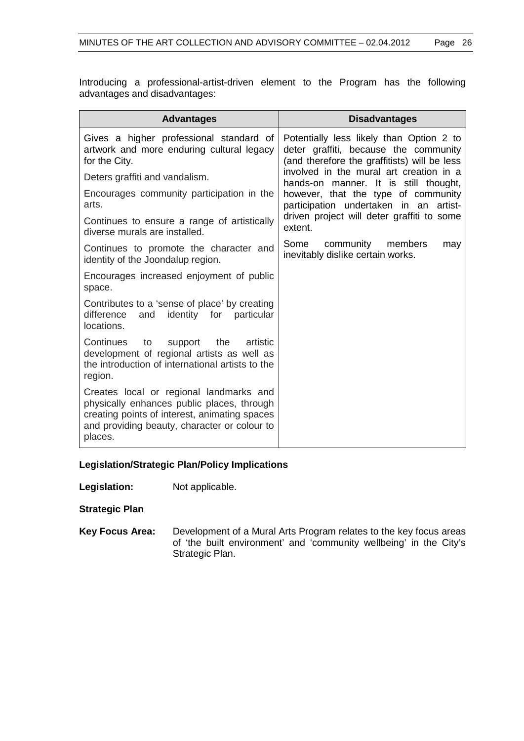Introducing a professional-artist-driven element to the Program has the following advantages and disadvantages:

| Advantages | Disadvantages |
|---|---|
| Gives a higher professional standard of artwork and more enduring cultural legacy for the City. | Potentially less likely than Option 2 to deter graffiti, because the community (and therefore the graffitists) will be less involved in the mural art creation in a hands-on manner. It is still thought, however, that the type of community participation undertaken in an artist-driven project will deter graffiti to some extent. |
| Deters graffiti and vandalism. | Some community members may inevitably dislike certain works. |
| Encourages community participation in the arts. | |
| Continues to ensure a range of artistically diverse murals are installed. | |
| Continues to promote the character and identity of the Joondalup region. | |
| Encourages increased enjoyment of public space. | |
| Contributes to a 'sense of place' by creating difference and identity for particular locations. | |
| Continues to support the artistic development of regional artists as well as the introduction of international artists to the region. | |
| Creates local or regional landmarks and physically enhances public places, through creating points of interest, animating spaces and providing beauty, character or colour to places. | |

**Legislation/Strategic Plan/Policy Implications**

**Legislation:** Not applicable.

**Strategic Plan**

**Key Focus Area:** Development of a Mural Arts Program relates to the key focus areas of 'the built environment' and 'community wellbeing' in the City's Strategic Plan.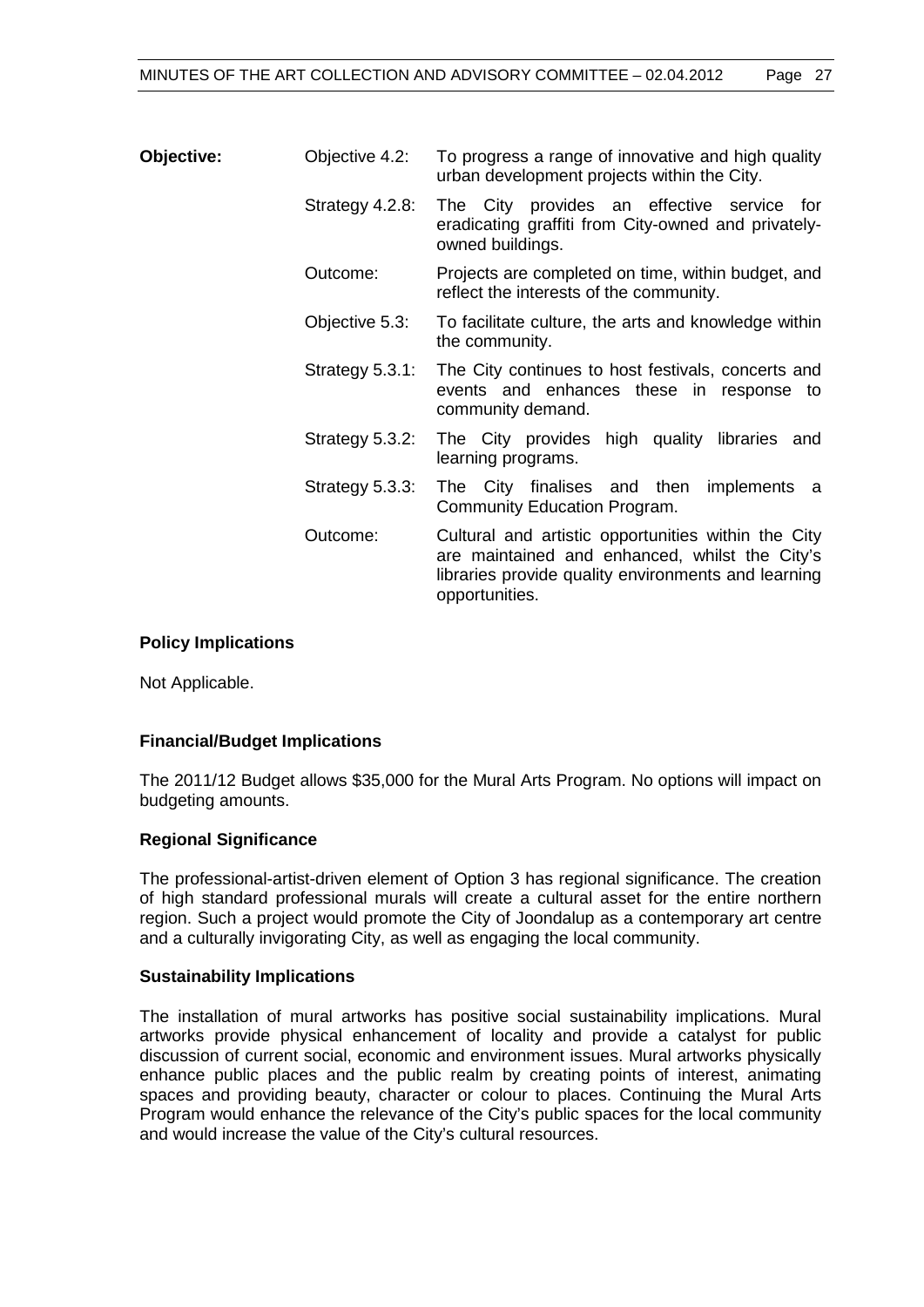| **Objective:** | Objective 4.2: | To progress a range of innovative and high quality urban development projects within the City. |
|---|---|---|
| | Strategy 4.2.8: | The City provides an effective service for eradicating graffiti from City-owned and privately-owned buildings. |
| | Outcome: | Projects are completed on time, within budget, and reflect the interests of the community. |
| | Objective 5.3: | To facilitate culture, the arts and knowledge within the community. |
| | Strategy 5.3.1: | The City continues to host festivals, concerts and events and enhances these in response to community demand. |
| | Strategy 5.3.2: | The City provides high quality libraries and learning programs. |
| | Strategy 5.3.3: | The City finalises and then implements a Community Education Program. |
| | Outcome: | Cultural and artistic opportunities within the City are maintained and enhanced, whilst the City's libraries provide quality environments and learning opportunities. |

**Policy Implications**

Not Applicable.

**Financial/Budget Implications**

The 2011/12 Budget allows $35,000 for the Mural Arts Program. No options will impact on budgeting amounts.

**Regional Significance**

The professional-artist-driven element of Option 3 has regional significance. The creation of high standard professional murals will create a cultural asset for the entire northern region. Such a project would promote the City of Joondalup as a contemporary art centre and a culturally invigorating City, as well as engaging the local community.

**Sustainability Implications**

The installation of mural artworks has positive social sustainability implications. Mural artworks provide physical enhancement of locality and provide a catalyst for public discussion of current social, economic and environment issues. Mural artworks physically enhance public places and the public realm by creating points of interest, animating spaces and providing beauty, character or colour to places. Continuing the Mural Arts Program would enhance the relevance of the City's public spaces for the local community and would increase the value of the City's cultural resources.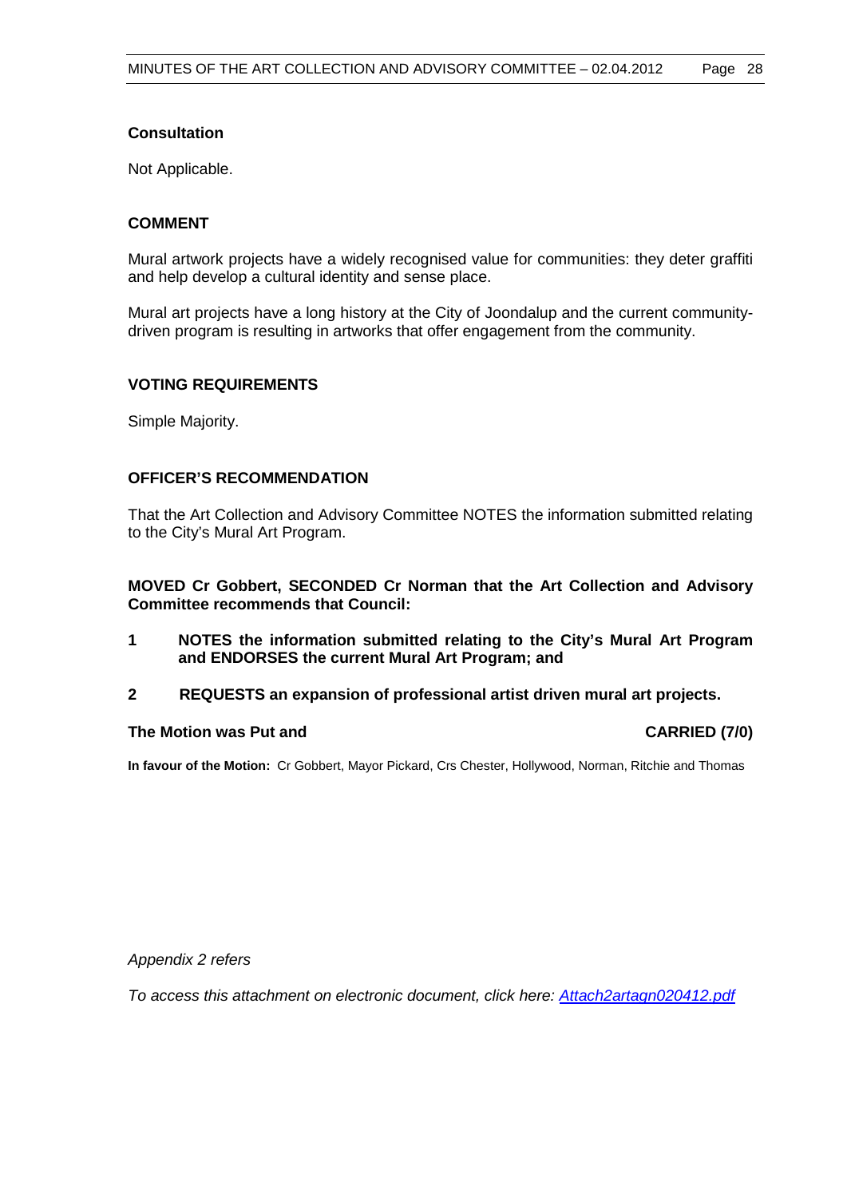### Consultation

Not Applicable.

### COMMENT

Mural artwork projects have a widely recognised value for communities: they deter graffiti and help develop a cultural identity and sense place.

Mural art projects have a long history at the City of Joondalup and the current community-driven program is resulting in artworks that offer engagement from the community.

### VOTING REQUIREMENTS

Simple Majority.

### OFFICER'S RECOMMENDATION

That the Art Collection and Advisory Committee NOTES the information submitted relating to the City's Mural Art Program.

**MOVED Cr Gobbert, SECONDED Cr Norman that the Art Collection and Advisory Committee recommends that Council:**

**1 NOTES the information submitted relating to the City's Mural Art Program and ENDORSES the current Mural Art Program; and**

**2 REQUESTS an expansion of professional artist driven mural art projects.**

**The Motion was Put and CARRIED (7/0)**

**In favour of the Motion:** Cr Gobbert, Mayor Pickard, Crs Chester, Hollywood, Norman, Ritchie and Thomas

*Appendix 2 refers*

*To access this attachment on electronic document, click here: Attach2artagn020412.pdf*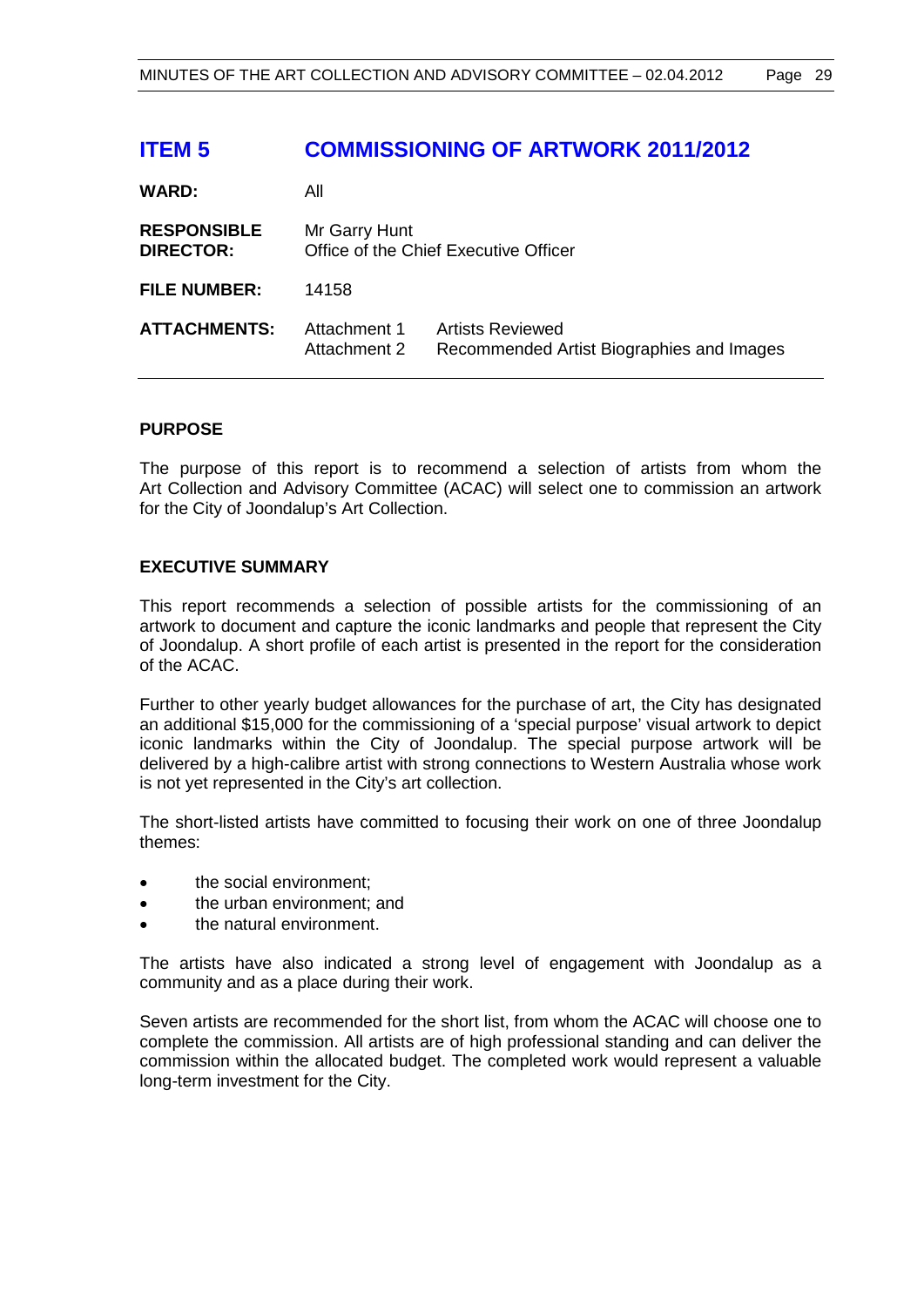## ITEM 5 COMMISSIONING OF ARTWORK 2011/2012

| | | |
|---|---|---|
| **WARD:** | All | |
| **RESPONSIBLE DIRECTOR:** | Mr Garry Hunt<br>Office of the Chief Executive Officer | |
| **FILE NUMBER:** | 14158 | |
| **ATTACHMENTS:** | Attachment 1<br>Attachment 2 | Artists Reviewed<br>Recommended Artist Biographies and Images |

### PURPOSE

The purpose of this report is to recommend a selection of artists from whom the Art Collection and Advisory Committee (ACAC) will select one to commission an artwork for the City of Joondalup's Art Collection.

### EXECUTIVE SUMMARY

This report recommends a selection of possible artists for the commissioning of an artwork to document and capture the iconic landmarks and people that represent the City of Joondalup. A short profile of each artist is presented in the report for the consideration of the ACAC.

Further to other yearly budget allowances for the purchase of art, the City has designated an additional $15,000 for the commissioning of a 'special purpose' visual artwork to depict iconic landmarks within the City of Joondalup. The special purpose artwork will be delivered by a high-calibre artist with strong connections to Western Australia whose work is not yet represented in the City's art collection.

The short-listed artists have committed to focusing their work on one of three Joondalup themes:

- the social environment;
- the urban environment; and
- the natural environment.

The artists have also indicated a strong level of engagement with Joondalup as a community and as a place during their work.

Seven artists are recommended for the short list, from whom the ACAC will choose one to complete the commission. All artists are of high professional standing and can deliver the commission within the allocated budget. The completed work would represent a valuable long-term investment for the City.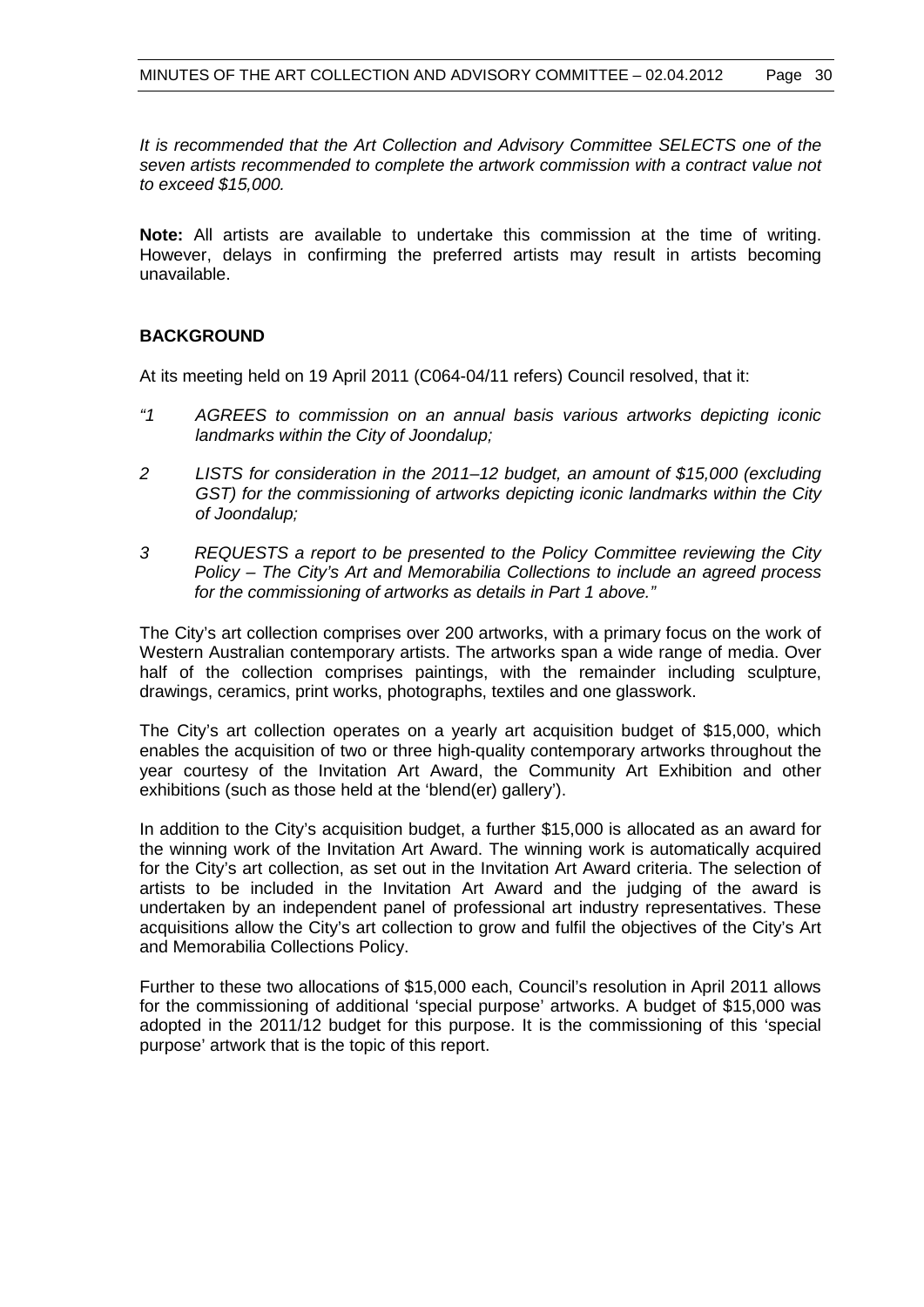*It is recommended that the Art Collection and Advisory Committee SELECTS one of the seven artists recommended to complete the artwork commission with a contract value not to exceed $15,000.*

**Note:** All artists are available to undertake this commission at the time of writing. However, delays in confirming the preferred artists may result in artists becoming unavailable.

## BACKGROUND

At its meeting held on 19 April 2011 (C064-04/11 refers) Council resolved, that it:

*"1 AGREES to commission on an annual basis various artworks depicting iconic landmarks within the City of Joondalup;*

*2 LISTS for consideration in the 2011–12 budget, an amount of $15,000 (excluding GST) for the commissioning of artworks depicting iconic landmarks within the City of Joondalup;*

*3 REQUESTS a report to be presented to the Policy Committee reviewing the City Policy – The City's Art and Memorabilia Collections to include an agreed process for the commissioning of artworks as details in Part 1 above."*

The City's art collection comprises over 200 artworks, with a primary focus on the work of Western Australian contemporary artists. The artworks span a wide range of media. Over half of the collection comprises paintings, with the remainder including sculpture, drawings, ceramics, print works, photographs, textiles and one glasswork.

The City's art collection operates on a yearly art acquisition budget of $15,000, which enables the acquisition of two or three high-quality contemporary artworks throughout the year courtesy of the Invitation Art Award, the Community Art Exhibition and other exhibitions (such as those held at the 'blend(er) gallery').

In addition to the City's acquisition budget, a further $15,000 is allocated as an award for the winning work of the Invitation Art Award. The winning work is automatically acquired for the City's art collection, as set out in the Invitation Art Award criteria. The selection of artists to be included in the Invitation Art Award and the judging of the award is undertaken by an independent panel of professional art industry representatives. These acquisitions allow the City's art collection to grow and fulfil the objectives of the City's Art and Memorabilia Collections Policy.

Further to these two allocations of $15,000 each, Council's resolution in April 2011 allows for the commissioning of additional 'special purpose' artworks. A budget of $15,000 was adopted in the 2011/12 budget for this purpose. It is the commissioning of this 'special purpose' artwork that is the topic of this report.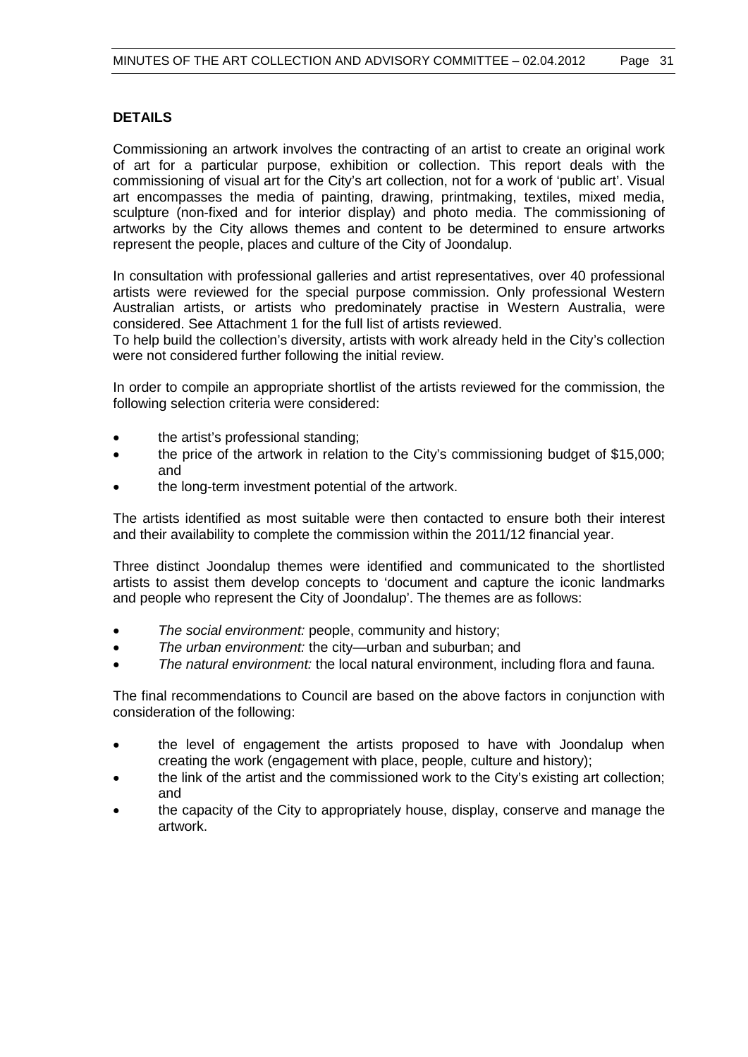**DETAILS**

Commissioning an artwork involves the contracting of an artist to create an original work of art for a particular purpose, exhibition or collection. This report deals with the commissioning of visual art for the City's art collection, not for a work of 'public art'. Visual art encompasses the media of painting, drawing, printmaking, textiles, mixed media, sculpture (non-fixed and for interior display) and photo media. The commissioning of artworks by the City allows themes and content to be determined to ensure artworks represent the people, places and culture of the City of Joondalup.

In consultation with professional galleries and artist representatives, over 40 professional artists were reviewed for the special purpose commission. Only professional Western Australian artists, or artists who predominately practise in Western Australia, were considered. See Attachment 1 for the full list of artists reviewed.

To help build the collection's diversity, artists with work already held in the City's collection were not considered further following the initial review.

In order to compile an appropriate shortlist of the artists reviewed for the commission, the following selection criteria were considered:

- the artist's professional standing;
- the price of the artwork in relation to the City's commissioning budget of $15,000; and
- the long-term investment potential of the artwork.

The artists identified as most suitable were then contacted to ensure both their interest and their availability to complete the commission within the 2011/12 financial year.

Three distinct Joondalup themes were identified and communicated to the shortlisted artists to assist them develop concepts to 'document and capture the iconic landmarks and people who represent the City of Joondalup'. The themes are as follows:

- *The social environment:* people, community and history;
- *The urban environment:* the city—urban and suburban; and
- *The natural environment:* the local natural environment, including flora and fauna.

The final recommendations to Council are based on the above factors in conjunction with consideration of the following:

- the level of engagement the artists proposed to have with Joondalup when creating the work (engagement with place, people, culture and history);
- the link of the artist and the commissioned work to the City's existing art collection; and
- the capacity of the City to appropriately house, display, conserve and manage the artwork.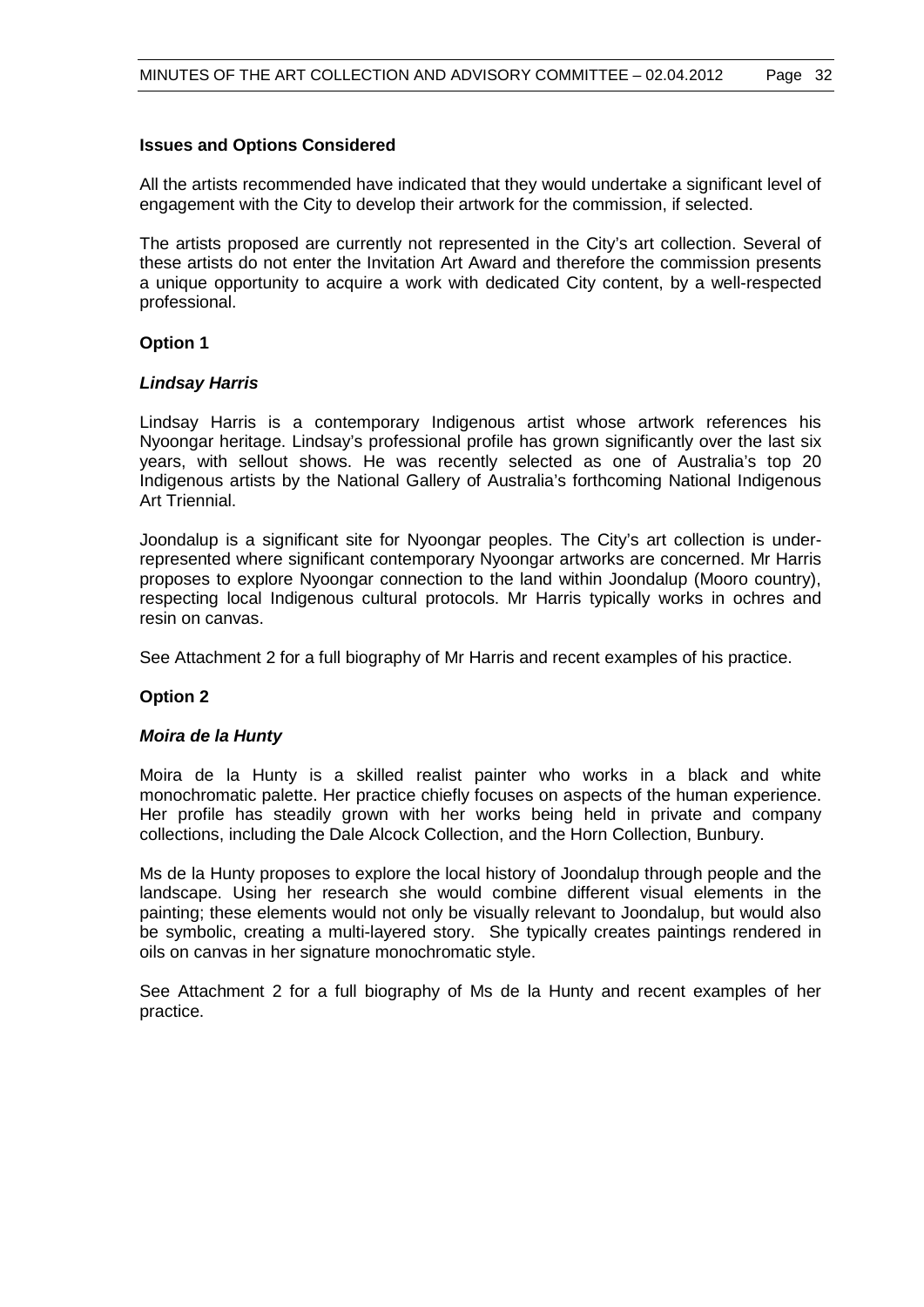**Issues and Options Considered**

All the artists recommended have indicated that they would undertake a significant level of engagement with the City to develop their artwork for the commission, if selected.

The artists proposed are currently not represented in the City's art collection. Several of these artists do not enter the Invitation Art Award and therefore the commission presents a unique opportunity to acquire a work with dedicated City content, by a well-respected professional.

**Option 1**

***Lindsay Harris***

Lindsay Harris is a contemporary Indigenous artist whose artwork references his Nyoongar heritage. Lindsay's professional profile has grown significantly over the last six years, with sellout shows. He was recently selected as one of Australia's top 20 Indigenous artists by the National Gallery of Australia's forthcoming National Indigenous Art Triennial.

Joondalup is a significant site for Nyoongar peoples. The City's art collection is under-represented where significant contemporary Nyoongar artworks are concerned. Mr Harris proposes to explore Nyoongar connection to the land within Joondalup (Mooro country), respecting local Indigenous cultural protocols. Mr Harris typically works in ochres and resin on canvas.

See Attachment 2 for a full biography of Mr Harris and recent examples of his practice.

**Option 2**

***Moira de la Hunty***

Moira de la Hunty is a skilled realist painter who works in a black and white monochromatic palette. Her practice chiefly focuses on aspects of the human experience. Her profile has steadily grown with her works being held in private and company collections, including the Dale Alcock Collection, and the Horn Collection, Bunbury.

Ms de la Hunty proposes to explore the local history of Joondalup through people and the landscape. Using her research she would combine different visual elements in the painting; these elements would not only be visually relevant to Joondalup, but would also be symbolic, creating a multi-layered story. She typically creates paintings rendered in oils on canvas in her signature monochromatic style.

See Attachment 2 for a full biography of Ms de la Hunty and recent examples of her practice.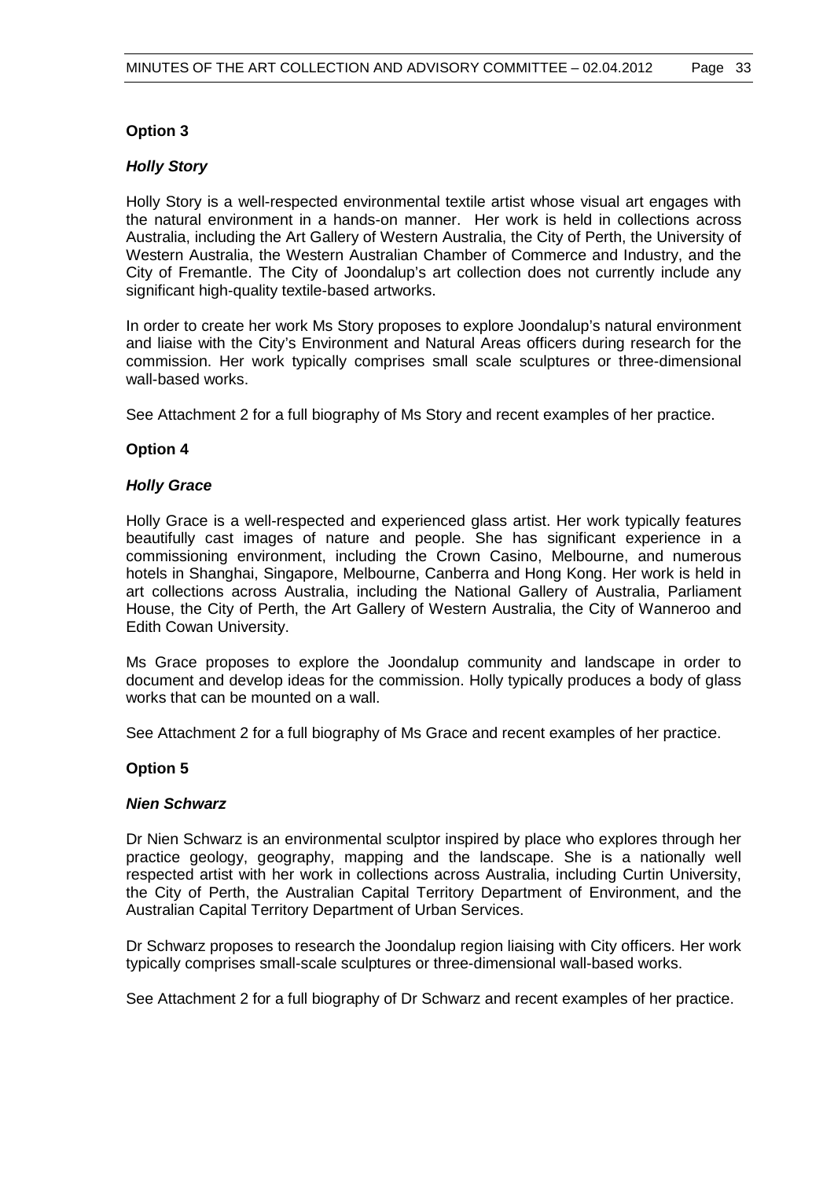**Option 3**

***Holly Story***

Holly Story is a well-respected environmental textile artist whose visual art engages with the natural environment in a hands-on manner. Her work is held in collections across Australia, including the Art Gallery of Western Australia, the City of Perth, the University of Western Australia, the Western Australian Chamber of Commerce and Industry, and the City of Fremantle. The City of Joondalup's art collection does not currently include any significant high-quality textile-based artworks.

In order to create her work Ms Story proposes to explore Joondalup's natural environment and liaise with the City's Environment and Natural Areas officers during research for the commission. Her work typically comprises small scale sculptures or three-dimensional wall-based works.

See Attachment 2 for a full biography of Ms Story and recent examples of her practice.

**Option 4**

***Holly Grace***

Holly Grace is a well-respected and experienced glass artist. Her work typically features beautifully cast images of nature and people. She has significant experience in a commissioning environment, including the Crown Casino, Melbourne, and numerous hotels in Shanghai, Singapore, Melbourne, Canberra and Hong Kong. Her work is held in art collections across Australia, including the National Gallery of Australia, Parliament House, the City of Perth, the Art Gallery of Western Australia, the City of Wanneroo and Edith Cowan University.

Ms Grace proposes to explore the Joondalup community and landscape in order to document and develop ideas for the commission. Holly typically produces a body of glass works that can be mounted on a wall.

See Attachment 2 for a full biography of Ms Grace and recent examples of her practice.

**Option 5**

***Nien Schwarz***

Dr Nien Schwarz is an environmental sculptor inspired by place who explores through her practice geology, geography, mapping and the landscape. She is a nationally well respected artist with her work in collections across Australia, including Curtin University, the City of Perth, the Australian Capital Territory Department of Environment, and the Australian Capital Territory Department of Urban Services.

Dr Schwarz proposes to research the Joondalup region liaising with City officers. Her work typically comprises small-scale sculptures or three-dimensional wall-based works.

See Attachment 2 for a full biography of Dr Schwarz and recent examples of her practice.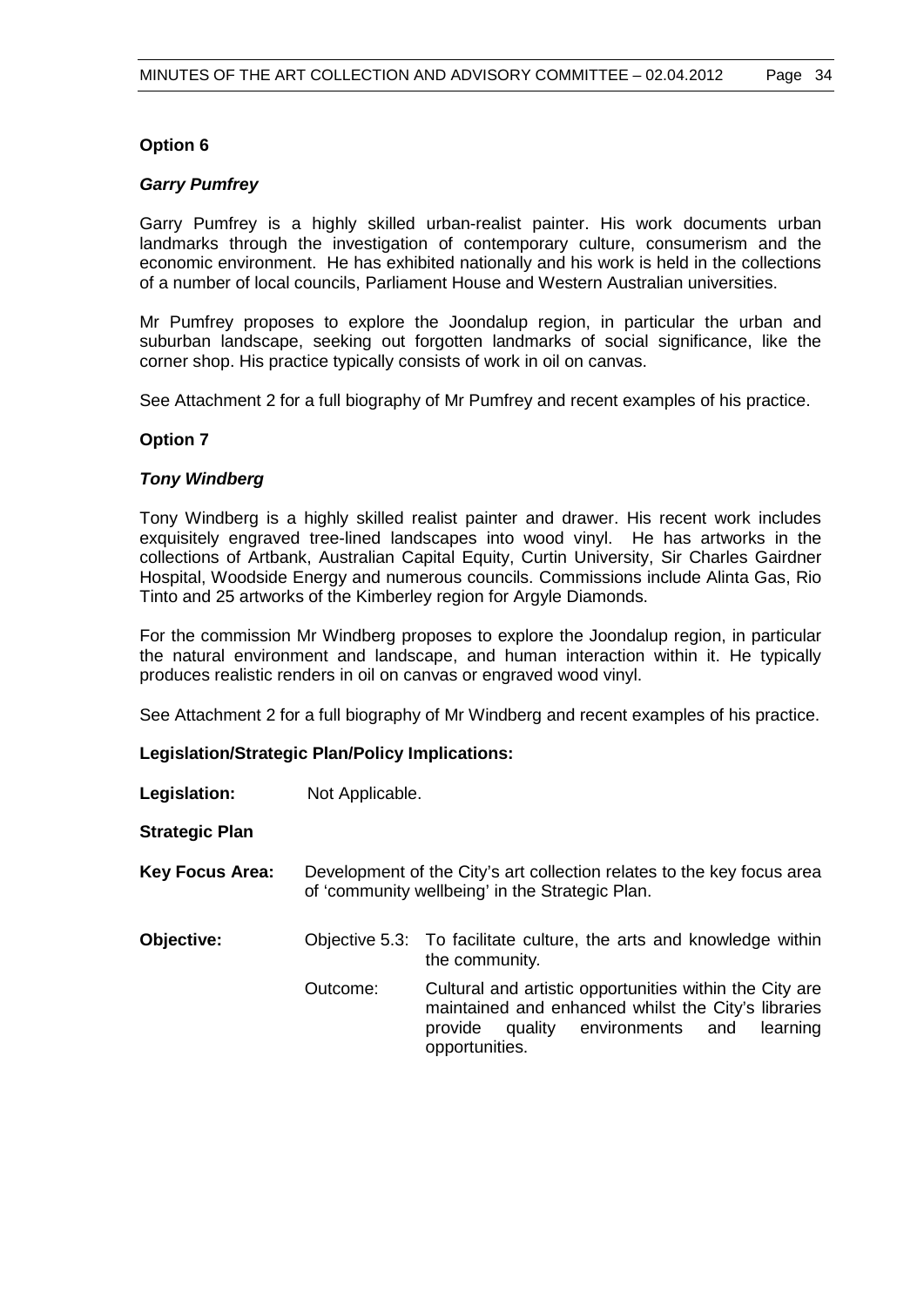**Option 6**

***Garry Pumfrey***

Garry Pumfrey is a highly skilled urban-realist painter. His work documents urban landmarks through the investigation of contemporary culture, consumerism and the economic environment. He has exhibited nationally and his work is held in the collections of a number of local councils, Parliament House and Western Australian universities.

Mr Pumfrey proposes to explore the Joondalup region, in particular the urban and suburban landscape, seeking out forgotten landmarks of social significance, like the corner shop. His practice typically consists of work in oil on canvas.

See Attachment 2 for a full biography of Mr Pumfrey and recent examples of his practice.

**Option 7**

***Tony Windberg***

Tony Windberg is a highly skilled realist painter and drawer. His recent work includes exquisitely engraved tree-lined landscapes into wood vinyl. He has artworks in the collections of Artbank, Australian Capital Equity, Curtin University, Sir Charles Gairdner Hospital, Woodside Energy and numerous councils. Commissions include Alinta Gas, Rio Tinto and 25 artworks of the Kimberley region for Argyle Diamonds.

For the commission Mr Windberg proposes to explore the Joondalup region, in particular the natural environment and landscape, and human interaction within it. He typically produces realistic renders in oil on canvas or engraved wood vinyl.

See Attachment 2 for a full biography of Mr Windberg and recent examples of his practice.

**Legislation/Strategic Plan/Policy Implications:**

**Legislation:** Not Applicable.

**Strategic Plan**

**Key Focus Area:** Development of the City's art collection relates to the key focus area of 'community wellbeing' in the Strategic Plan.

**Objective:** Objective 5.3: To facilitate culture, the arts and knowledge within the community.

Outcome: Cultural and artistic opportunities within the City are maintained and enhanced whilst the City's libraries provide quality environments and learning opportunities.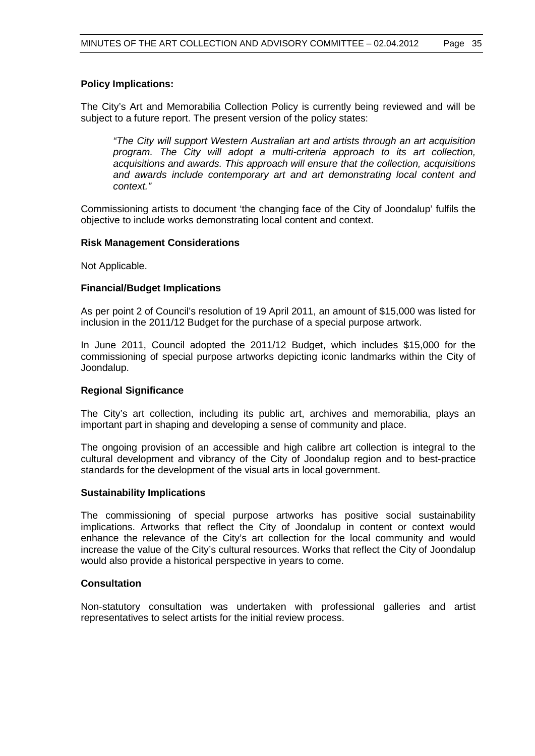**Policy Implications:**

The City's Art and Memorabilia Collection Policy is currently being reviewed and will be subject to a future report. The present version of the policy states:

> *"The City will support Western Australian art and artists through an art acquisition program. The City will adopt a multi-criteria approach to its art collection, acquisitions and awards. This approach will ensure that the collection, acquisitions and awards include contemporary art and art demonstrating local content and context."*

Commissioning artists to document 'the changing face of the City of Joondalup' fulfils the objective to include works demonstrating local content and context.

**Risk Management Considerations**

Not Applicable.

**Financial/Budget Implications**

As per point 2 of Council's resolution of 19 April 2011, an amount of $15,000 was listed for inclusion in the 2011/12 Budget for the purchase of a special purpose artwork.

In June 2011, Council adopted the 2011/12 Budget, which includes $15,000 for the commissioning of special purpose artworks depicting iconic landmarks within the City of Joondalup.

**Regional Significance**

The City's art collection, including its public art, archives and memorabilia, plays an important part in shaping and developing a sense of community and place.

The ongoing provision of an accessible and high calibre art collection is integral to the cultural development and vibrancy of the City of Joondalup region and to best-practice standards for the development of the visual arts in local government.

**Sustainability Implications**

The commissioning of special purpose artworks has positive social sustainability implications. Artworks that reflect the City of Joondalup in content or context would enhance the relevance of the City's art collection for the local community and would increase the value of the City's cultural resources. Works that reflect the City of Joondalup would also provide a historical perspective in years to come.

**Consultation**

Non-statutory consultation was undertaken with professional galleries and artist representatives to select artists for the initial review process.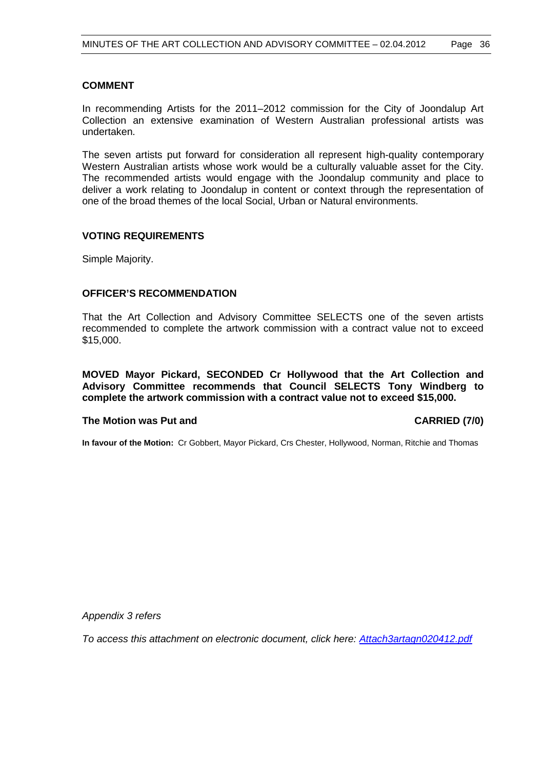## COMMENT

In recommending Artists for the 2011–2012 commission for the City of Joondalup Art Collection an extensive examination of Western Australian professional artists was undertaken.

The seven artists put forward for consideration all represent high-quality contemporary Western Australian artists whose work would be a culturally valuable asset for the City. The recommended artists would engage with the Joondalup community and place to deliver a work relating to Joondalup in content or context through the representation of one of the broad themes of the local Social, Urban or Natural environments.

## VOTING REQUIREMENTS

Simple Majority.

## OFFICER'S RECOMMENDATION

That the Art Collection and Advisory Committee SELECTS one of the seven artists recommended to complete the artwork commission with a contract value not to exceed $15,000.

**MOVED Mayor Pickard, SECONDED Cr Hollywood that the Art Collection and Advisory Committee recommends that Council SELECTS Tony Windberg to complete the artwork commission with a contract value not to exceed $15,000.**

**The Motion was Put and CARRIED (7/0)**

**In favour of the Motion:** Cr Gobbert, Mayor Pickard, Crs Chester, Hollywood, Norman, Ritchie and Thomas

*Appendix 3 refers*

*To access this attachment on electronic document, click here: [Attach3artagn020412.pdf](Attach3artagn020412.pdf)*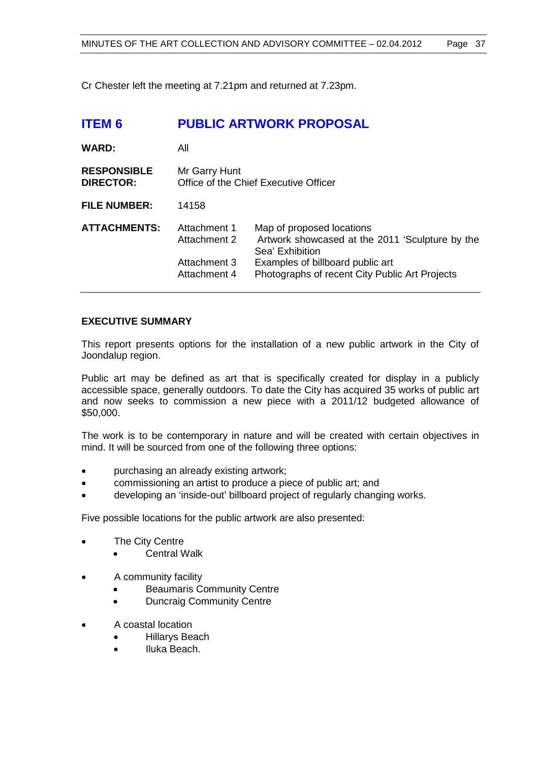Cr Chester left the meeting at 7.21pm and returned at 7.23pm.

## ITEM 6 PUBLIC ARTWORK PROPOSAL

| | | |
|---|---|---|
| **WARD:** | All | |
| **RESPONSIBLE DIRECTOR:** | Mr Garry Hunt<br>Office of the Chief Executive Officer | |
| **FILE NUMBER:** | 14158 | |
| **ATTACHMENTS:** | Attachment 1 | Map of proposed locations |
| | Attachment 2 | Artwork showcased at the 2011 'Sculpture by the Sea' Exhibition |
| | Attachment 3 | Examples of billboard public art |
| | Attachment 4 | Photographs of recent City Public Art Projects |

### EXECUTIVE SUMMARY

This report presents options for the installation of a new public artwork in the City of Joondalup region.

Public art may be defined as art that is specifically created for display in a publicly accessible space, generally outdoors. To date the City has acquired 35 works of public art and now seeks to commission a new piece with a 2011/12 budgeted allowance of $50,000.

The work is to be contemporary in nature and will be created with certain objectives in mind. It will be sourced from one of the following three options:

- purchasing an already existing artwork;
- commissioning an artist to produce a piece of public art; and
- developing an 'inside-out' billboard project of regularly changing works.

Five possible locations for the public artwork are also presented:

- The City Centre
  - Central Walk
- A community facility
  - Beaumaris Community Centre
  - Duncraig Community Centre
- A coastal location
  - Hillarys Beach
  - Iluka Beach.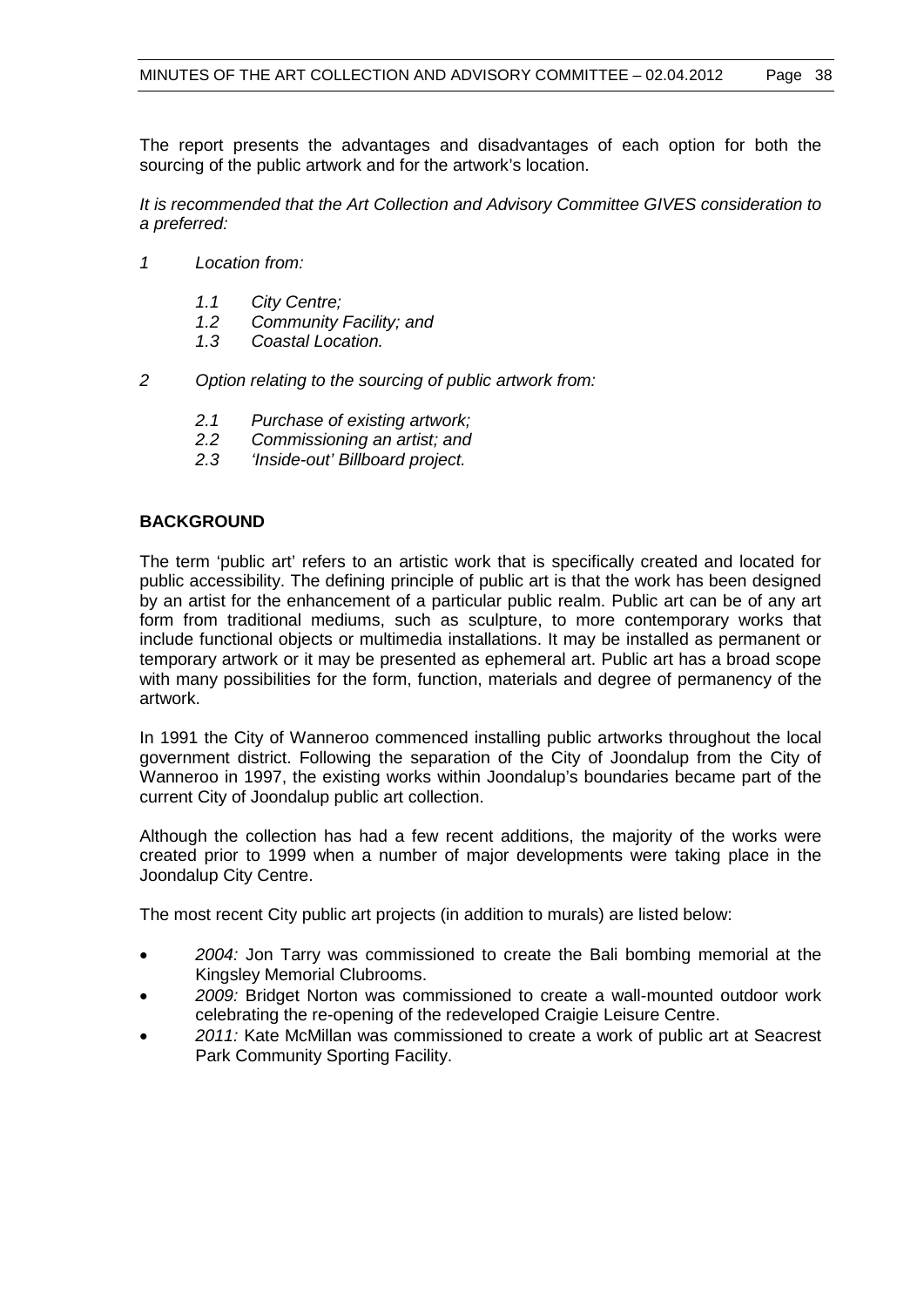The report presents the advantages and disadvantages of each option for both the sourcing of the public artwork and for the artwork's location.

*It is recommended that the Art Collection and Advisory Committee GIVES consideration to a preferred:*

*1 Location from:*

- *1.1 City Centre;*
- *1.2 Community Facility; and*
- *1.3 Coastal Location.*

*2 Option relating to the sourcing of public artwork from:*

- *2.1 Purchase of existing artwork;*
- *2.2 Commissioning an artist; and*
- *2.3 'Inside-out' Billboard project.*

## BACKGROUND

The term 'public art' refers to an artistic work that is specifically created and located for public accessibility. The defining principle of public art is that the work has been designed by an artist for the enhancement of a particular public realm. Public art can be of any art form from traditional mediums, such as sculpture, to more contemporary works that include functional objects or multimedia installations. It may be installed as permanent or temporary artwork or it may be presented as ephemeral art. Public art has a broad scope with many possibilities for the form, function, materials and degree of permanency of the artwork.

In 1991 the City of Wanneroo commenced installing public artworks throughout the local government district. Following the separation of the City of Joondalup from the City of Wanneroo in 1997, the existing works within Joondalup's boundaries became part of the current City of Joondalup public art collection.

Although the collection has had a few recent additions, the majority of the works were created prior to 1999 when a number of major developments were taking place in the Joondalup City Centre.

The most recent City public art projects (in addition to murals) are listed below:

- *2004:* Jon Tarry was commissioned to create the Bali bombing memorial at the Kingsley Memorial Clubrooms.
- *2009:* Bridget Norton was commissioned to create a wall-mounted outdoor work celebrating the re-opening of the redeveloped Craigie Leisure Centre.
- *2011:* Kate McMillan was commissioned to create a work of public art at Seacrest Park Community Sporting Facility.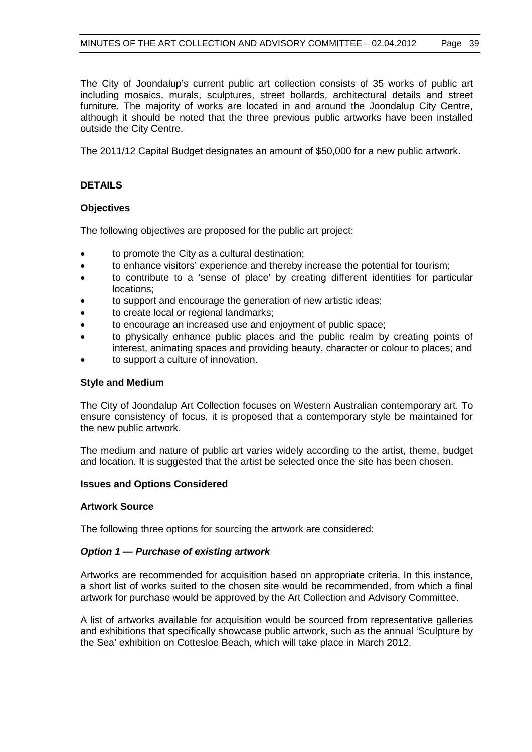The City of Joondalup's current public art collection consists of 35 works of public art including mosaics, murals, sculptures, street bollards, architectural details and street furniture. The majority of works are located in and around the Joondalup City Centre, although it should be noted that the three previous public artworks have been installed outside the City Centre.

The 2011/12 Capital Budget designates an amount of $50,000 for a new public artwork.

## DETAILS

### Objectives

The following objectives are proposed for the public art project:

- to promote the City as a cultural destination;
- to enhance visitors' experience and thereby increase the potential for tourism;
- to contribute to a 'sense of place' by creating different identities for particular locations;
- to support and encourage the generation of new artistic ideas;
- to create local or regional landmarks;
- to encourage an increased use and enjoyment of public space;
- to physically enhance public places and the public realm by creating points of interest, animating spaces and providing beauty, character or colour to places; and
- to support a culture of innovation.

### Style and Medium

The City of Joondalup Art Collection focuses on Western Australian contemporary art. To ensure consistency of focus, it is proposed that a contemporary style be maintained for the new public artwork.

The medium and nature of public art varies widely according to the artist, theme, budget and location. It is suggested that the artist be selected once the site has been chosen.

### Issues and Options Considered

### Artwork Source

The following three options for sourcing the artwork are considered:

#### *Option 1 — Purchase of existing artwork*

Artworks are recommended for acquisition based on appropriate criteria. In this instance, a short list of works suited to the chosen site would be recommended, from which a final artwork for purchase would be approved by the Art Collection and Advisory Committee.

A list of artworks available for acquisition would be sourced from representative galleries and exhibitions that specifically showcase public artwork, such as the annual 'Sculpture by the Sea' exhibition on Cottesloe Beach, which will take place in March 2012.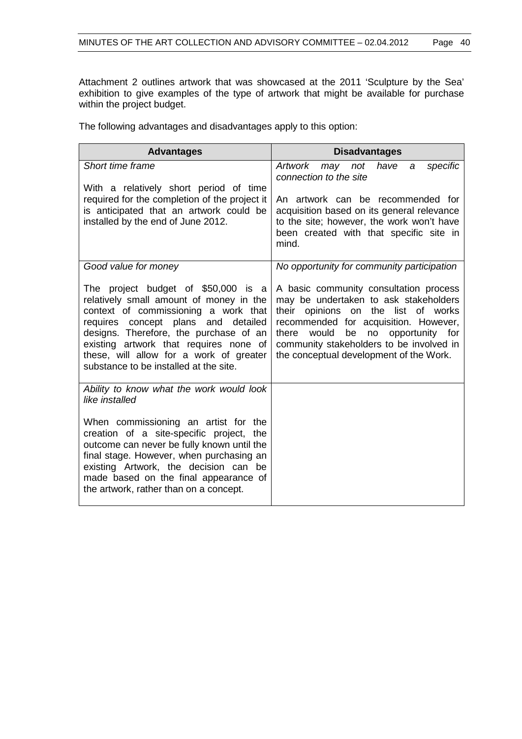Attachment 2 outlines artwork that was showcased at the 2011 'Sculpture by the Sea' exhibition to give examples of the type of artwork that might be available for purchase within the project budget.

The following advantages and disadvantages apply to this option:

| Advantages | Disadvantages |
|---|---|
| *Short time frame*<br><br>With a relatively short period of time required for the completion of the project it is anticipated that an artwork could be installed by the end of June 2012. | *Artwork may not have a specific connection to the site*<br><br>An artwork can be recommended for acquisition based on its general relevance to the site; however, the work won't have been created with that specific site in mind. |
| *Good value for money*<br><br>The project budget of $50,000 is a relatively small amount of money in the context of commissioning a work that requires concept plans and detailed designs. Therefore, the purchase of an existing artwork that requires none of these, will allow for a work of greater substance to be installed at the site. | *No opportunity for community participation*<br><br>A basic community consultation process may be undertaken to ask stakeholders their opinions on the list of works recommended for acquisition. However, there would be no opportunity for community stakeholders to be involved in the conceptual development of the Work. |
| *Ability to know what the work would look like installed*<br><br>When commissioning an artist for the creation of a site-specific project, the outcome can never be fully known until the final stage. However, when purchasing an existing Artwork, the decision can be made based on the final appearance of the artwork, rather than on a concept. | |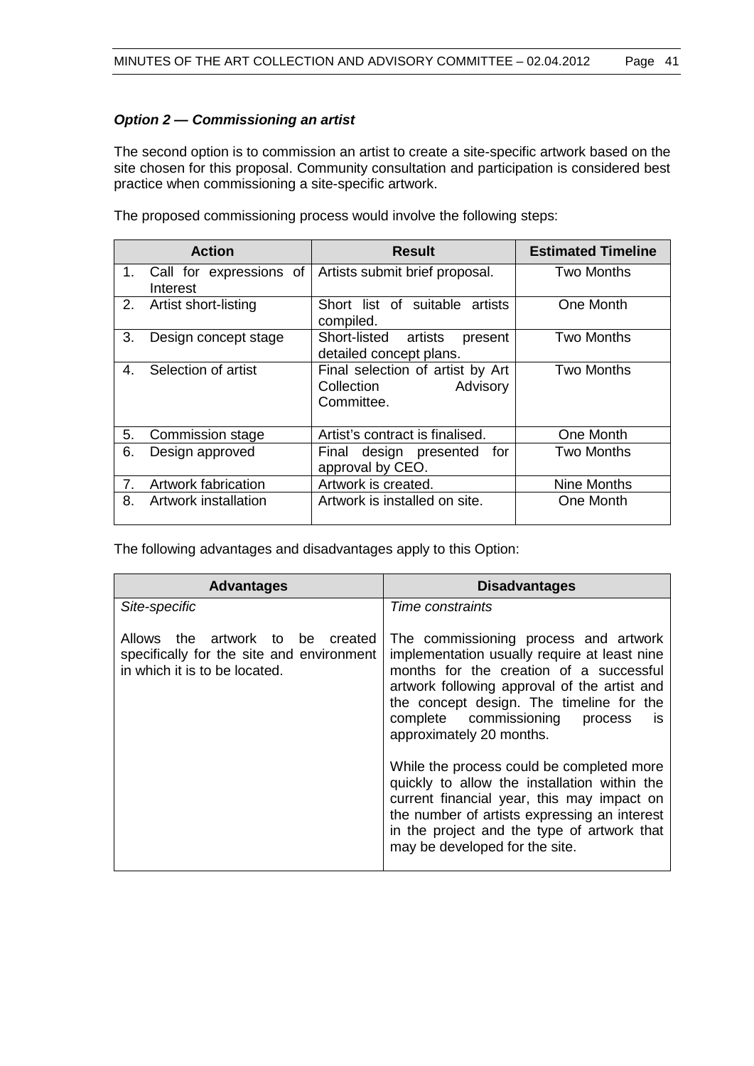### *Option 2 — Commissioning an artist*

The second option is to commission an artist to create a site-specific artwork based on the site chosen for this proposal. Community consultation and participation is considered best practice when commissioning a site-specific artwork.

The proposed commissioning process would involve the following steps:

| Action | Result | Estimated Timeline |
|---|---|---|
| 1. Call for expressions of Interest | Artists submit brief proposal. | Two Months |
| 2. Artist short-listing | Short list of suitable artists compiled. | One Month |
| 3. Design concept stage | Short-listed artists present detailed concept plans. | Two Months |
| 4. Selection of artist | Final selection of artist by Art Collection Advisory Committee. | Two Months |
| 5. Commission stage | Artist's contract is finalised. | One Month |
| 6. Design approved | Final design presented for approval by CEO. | Two Months |
| 7. Artwork fabrication | Artwork is created. | Nine Months |
| 8. Artwork installation | Artwork is installed on site. | One Month |

The following advantages and disadvantages apply to this Option:

| Advantages | Disadvantages |
|---|---|
| *Site-specific*<br><br>Allows the artwork to be created specifically for the site and environment in which it is to be located. | *Time constraints*<br><br>The commissioning process and artwork implementation usually require at least nine months for the creation of a successful artwork following approval of the artist and the concept design. The timeline for the complete commissioning process is approximately 20 months.<br><br>While the process could be completed more quickly to allow the installation within the current financial year, this may impact on the number of artists expressing an interest in the project and the type of artwork that may be developed for the site. |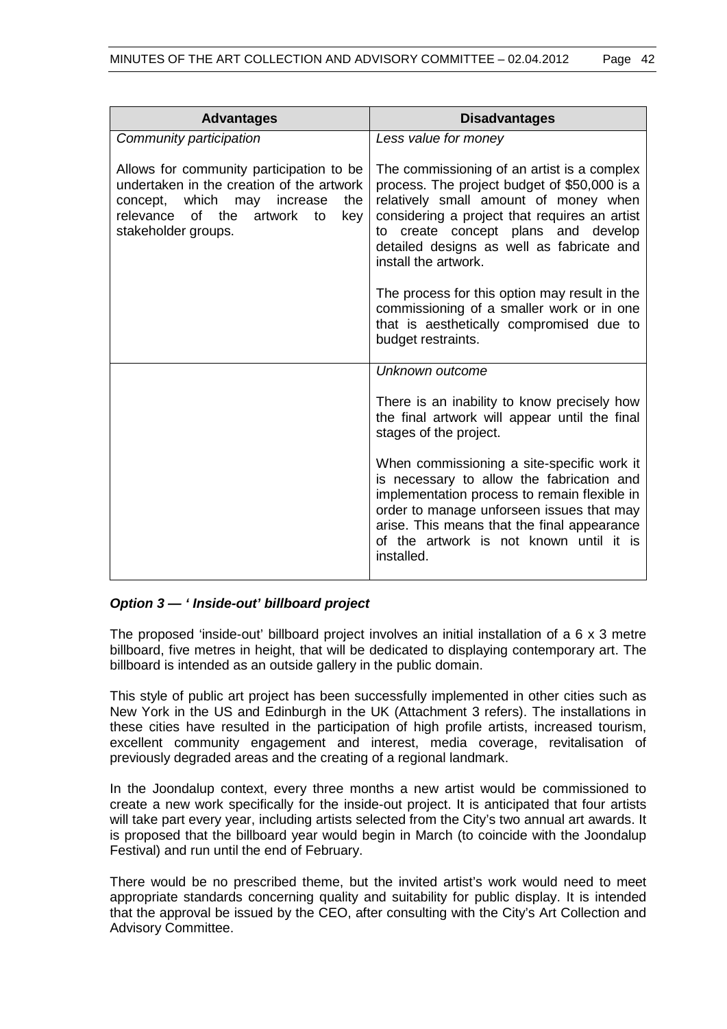| Advantages | Disadvantages |
| --- | --- |
| *Community participation*<br><br>Allows for community participation to be undertaken in the creation of the artwork concept, which may increase the relevance of the artwork to key stakeholder groups. | *Less value for money*<br><br>The commissioning of an artist is a complex process. The project budget of $50,000 is a relatively small amount of money when considering a project that requires an artist to create concept plans and develop detailed designs as well as fabricate and install the artwork.<br><br>The process for this option may result in the commissioning of a smaller work or in one that is aesthetically compromised due to budget restraints. |
| | *Unknown outcome*<br><br>There is an inability to know precisely how the final artwork will appear until the final stages of the project.<br><br>When commissioning a site-specific work it is necessary to allow the fabrication and implementation process to remain flexible in order to manage unforseen issues that may arise. This means that the final appearance of the artwork is not known until it is installed. |

***Option 3 — ' Inside-out' billboard project***

The proposed 'inside-out' billboard project involves an initial installation of a 6 x 3 metre billboard, five metres in height, that will be dedicated to displaying contemporary art. The billboard is intended as an outside gallery in the public domain.

This style of public art project has been successfully implemented in other cities such as New York in the US and Edinburgh in the UK (Attachment 3 refers). The installations in these cities have resulted in the participation of high profile artists, increased tourism, excellent community engagement and interest, media coverage, revitalisation of previously degraded areas and the creating of a regional landmark.

In the Joondalup context, every three months a new artist would be commissioned to create a new work specifically for the inside-out project. It is anticipated that four artists will take part every year, including artists selected from the City's two annual art awards. It is proposed that the billboard year would begin in March (to coincide with the Joondalup Festival) and run until the end of February.

There would be no prescribed theme, but the invited artist's work would need to meet appropriate standards concerning quality and suitability for public display. It is intended that the approval be issued by the CEO, after consulting with the City's Art Collection and Advisory Committee.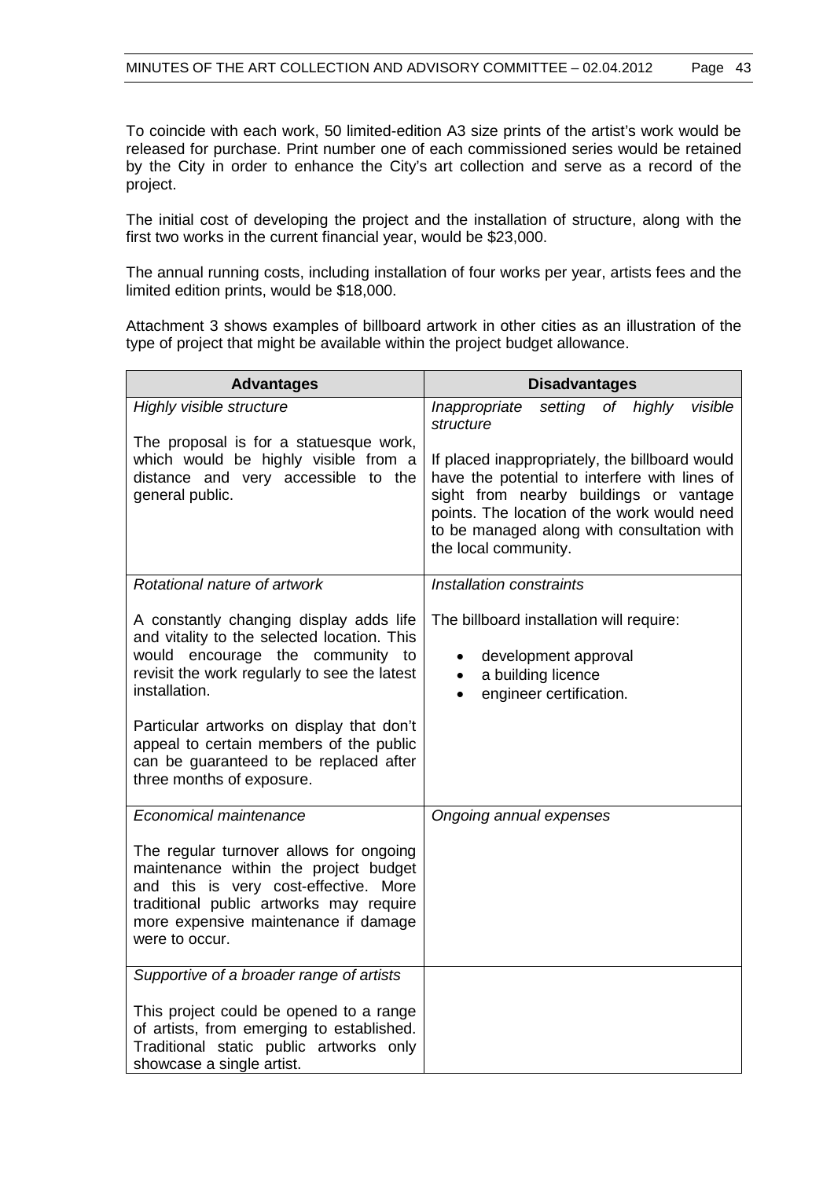To coincide with each work, 50 limited-edition A3 size prints of the artist's work would be released for purchase. Print number one of each commissioned series would be retained by the City in order to enhance the City's art collection and serve as a record of the project.

The initial cost of developing the project and the installation of structure, along with the first two works in the current financial year, would be $23,000.

The annual running costs, including installation of four works per year, artists fees and the limited edition prints, would be $18,000.

Attachment 3 shows examples of billboard artwork in other cities as an illustration of the type of project that might be available within the project budget allowance.

| Advantages | Disadvantages |
|---|---|
| *Highly visible structure*<br><br>The proposal is for a statuesque work, which would be highly visible from a distance and very accessible to the general public. | *Inappropriate setting of highly visible structure*<br><br>If placed inappropriately, the billboard would have the potential to interfere with lines of sight from nearby buildings or vantage points. The location of the work would need to be managed along with consultation with the local community. |
| *Rotational nature of artwork*<br><br>A constantly changing display adds life and vitality to the selected location. This would encourage the community to revisit the work regularly to see the latest installation.<br><br>Particular artworks on display that don't appeal to certain members of the public can be guaranteed to be replaced after three months of exposure. | *Installation constraints*<br><br>The billboard installation will require:<br>• development approval<br>• a building licence<br>• engineer certification. |
| *Economical maintenance*<br><br>The regular turnover allows for ongoing maintenance within the project budget and this is very cost-effective. More traditional public artworks may require more expensive maintenance if damage were to occur. | *Ongoing annual expenses* |
| *Supportive of a broader range of artists*<br><br>This project could be opened to a range of artists, from emerging to established. Traditional static public artworks only showcase a single artist. | |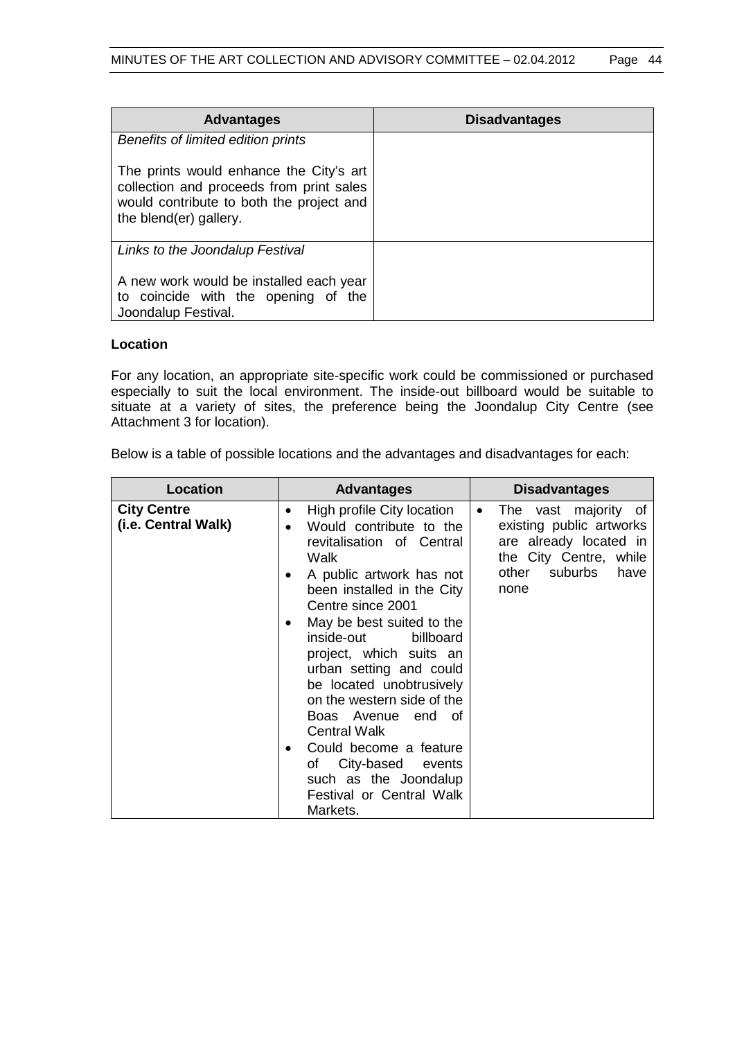| Advantages | Disadvantages |
|---|---|
| *Benefits of limited edition prints*<br><br>The prints would enhance the City's art collection and proceeds from print sales would contribute to both the project and the blend(er) gallery. | |
| *Links to the Joondalup Festival*<br><br>A new work would be installed each year to coincide with the opening of the Joondalup Festival. | |

**Location**

For any location, an appropriate site-specific work could be commissioned or purchased especially to suit the local environment. The inside-out billboard would be suitable to situate at a variety of sites, the preference being the Joondalup City Centre (see Attachment 3 for location).

Below is a table of possible locations and the advantages and disadvantages for each:

| Location | Advantages | Disadvantages |
|---|---|---|
| **City Centre (i.e. Central Walk)** | • High profile City location<br>• Would contribute to the revitalisation of Central Walk<br>• A public artwork has not been installed in the City Centre since 2001<br>• May be best suited to the inside-out billboard project, which suits an urban setting and could be located unobtrusively on the western side of the Boas Avenue end of Central Walk<br>• Could become a feature of City-based events such as the Joondalup Festival or Central Walk Markets. | • The vast majority of existing public artworks are already located in the City Centre, while other suburbs have none |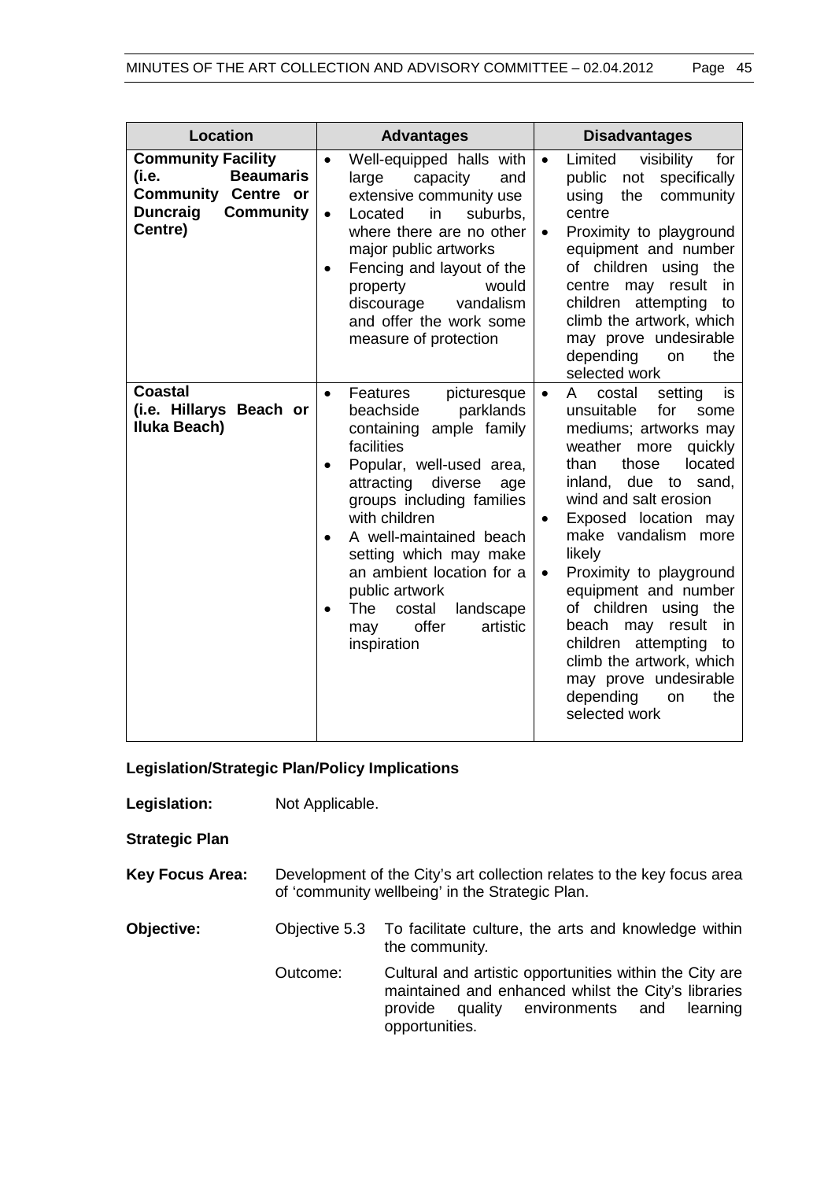| Location | Advantages | Disadvantages |
| --- | --- | --- |
| **Community Facility (i.e. Beaumaris Community Centre or Duncraig Community Centre)** | • Well-equipped halls with large capacity and extensive community use<br>• Located in suburbs, where there are no other major public artworks<br>• Fencing and layout of the property would discourage vandalism and offer the work some measure of protection | • Limited visibility for public not specifically using the community centre<br>• Proximity to playground equipment and number of children using the centre may result in children attempting to climb the artwork, which may prove undesirable depending on the selected work |
| **Coastal (i.e. Hillarys Beach or Iluka Beach)** | • Features picturesque beachside parklands containing ample family facilities<br>• Popular, well-used area, attracting diverse age groups including families with children<br>• A well-maintained beach setting which may make an ambient location for a public artwork<br>• The costal landscape may offer artistic inspiration | • A costal setting is unsuitable for some mediums; artworks may weather more quickly than those located inland, due to sand, wind and salt erosion<br>• Exposed location may make vandalism more likely<br>• Proximity to playground equipment and number of children using the beach may result in children attempting to climb the artwork, which may prove undesirable depending on the selected work |

**Legislation/Strategic Plan/Policy Implications**

**Legislation:** Not Applicable.

**Strategic Plan**

**Key Focus Area:** Development of the City's art collection relates to the key focus area of 'community wellbeing' in the Strategic Plan.

**Objective:** Objective 5.3 To facilitate culture, the arts and knowledge within the community.

Outcome: Cultural and artistic opportunities within the City are maintained and enhanced whilst the City's libraries provide quality environments and learning opportunities.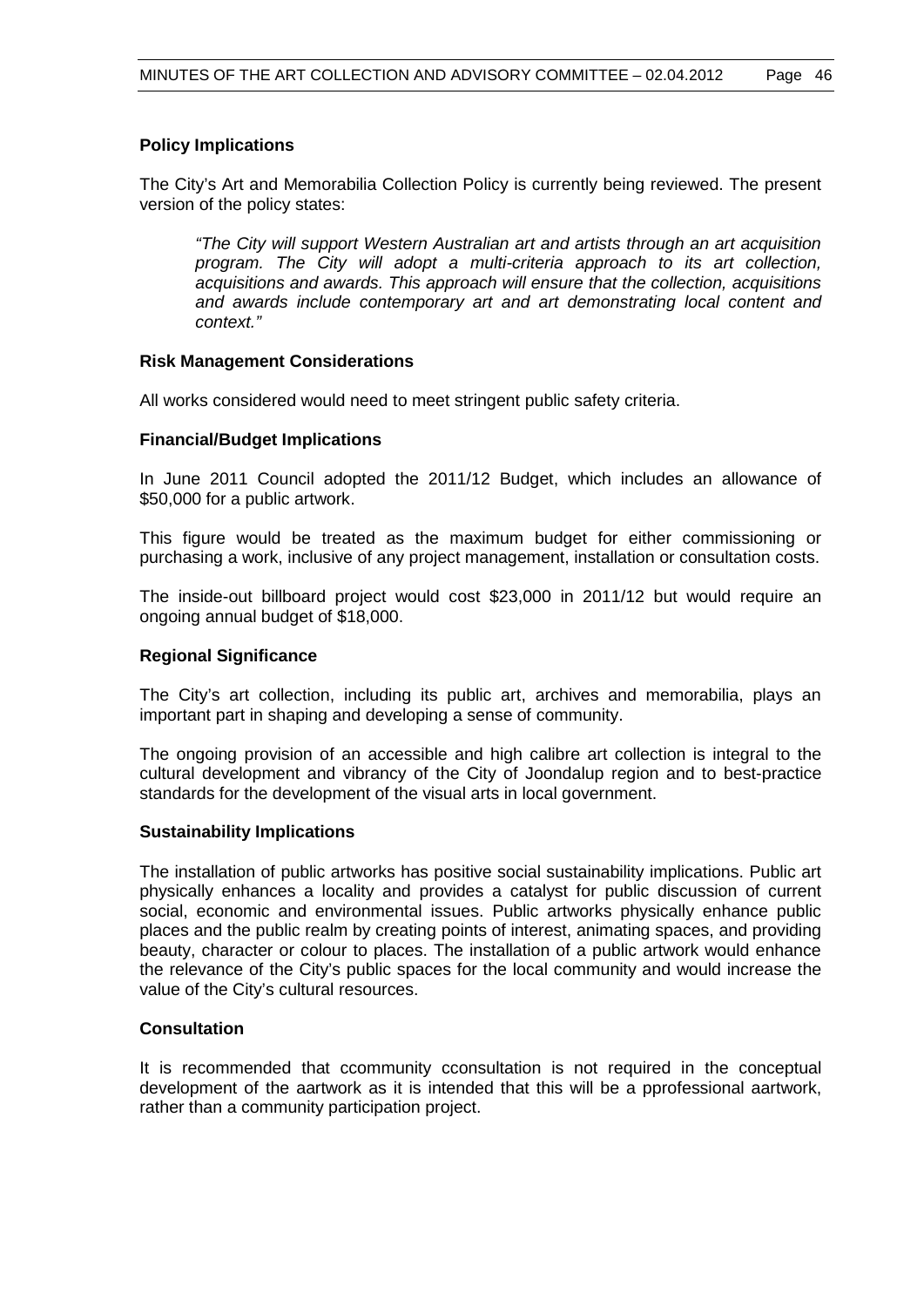**Policy Implications**

The City's Art and Memorabilia Collection Policy is currently being reviewed. The present version of the policy states:

> *"The City will support Western Australian art and artists through an art acquisition program. The City will adopt a multi-criteria approach to its art collection, acquisitions and awards. This approach will ensure that the collection, acquisitions and awards include contemporary art and art demonstrating local content and context."*

**Risk Management Considerations**

All works considered would need to meet stringent public safety criteria.

**Financial/Budget Implications**

In June 2011 Council adopted the 2011/12 Budget, which includes an allowance of $50,000 for a public artwork.

This figure would be treated as the maximum budget for either commissioning or purchasing a work, inclusive of any project management, installation or consultation costs.

The inside-out billboard project would cost $23,000 in 2011/12 but would require an ongoing annual budget of $18,000.

**Regional Significance**

The City's art collection, including its public art, archives and memorabilia, plays an important part in shaping and developing a sense of community.

The ongoing provision of an accessible and high calibre art collection is integral to the cultural development and vibrancy of the City of Joondalup region and to best-practice standards for the development of the visual arts in local government.

**Sustainability Implications**

The installation of public artworks has positive social sustainability implications. Public art physically enhances a locality and provides a catalyst for public discussion of current social, economic and environmental issues. Public artworks physically enhance public places and the public realm by creating points of interest, animating spaces, and providing beauty, character or colour to places. The installation of a public artwork would enhance the relevance of the City's public spaces for the local community and would increase the value of the City's cultural resources.

**Consultation**

It is recommended that ccommunity cconsultation is not required in the conceptual development of the aartwork as it is intended that this will be a pprofessional aartwork, rather than a community participation project.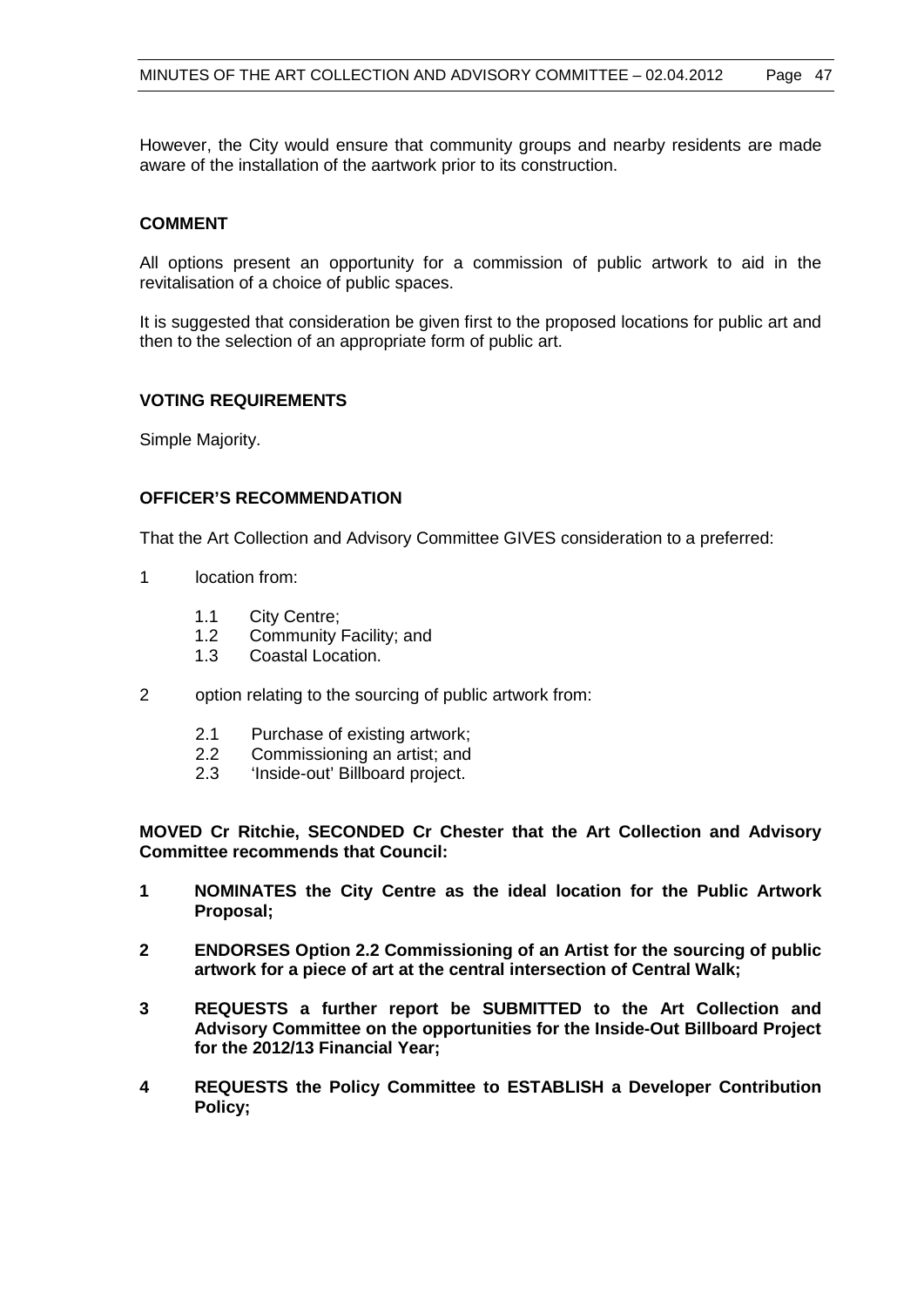However, the City would ensure that community groups and nearby residents are made aware of the installation of the aartwork prior to its construction.

**COMMENT**

All options present an opportunity for a commission of public artwork to aid in the revitalisation of a choice of public spaces.

It is suggested that consideration be given first to the proposed locations for public art and then to the selection of an appropriate form of public art.

**VOTING REQUIREMENTS**

Simple Majority.

**OFFICER'S RECOMMENDATION**

That the Art Collection and Advisory Committee GIVES consideration to a preferred:

1 location from:

   1.1 City Centre;
   1.2 Community Facility; and
   1.3 Coastal Location.

2 option relating to the sourcing of public artwork from:

   2.1 Purchase of existing artwork;
   2.2 Commissioning an artist; and
   2.3 'Inside-out' Billboard project.

**MOVED Cr Ritchie, SECONDED Cr Chester that the Art Collection and Advisory Committee recommends that Council:**

**1 NOMINATES the City Centre as the ideal location for the Public Artwork Proposal;**

**2 ENDORSES Option 2.2 Commissioning of an Artist for the sourcing of public artwork for a piece of art at the central intersection of Central Walk;**

**3 REQUESTS a further report be SUBMITTED to the Art Collection and Advisory Committee on the opportunities for the Inside-Out Billboard Project for the 2012/13 Financial Year;**

**4 REQUESTS the Policy Committee to ESTABLISH a Developer Contribution Policy;**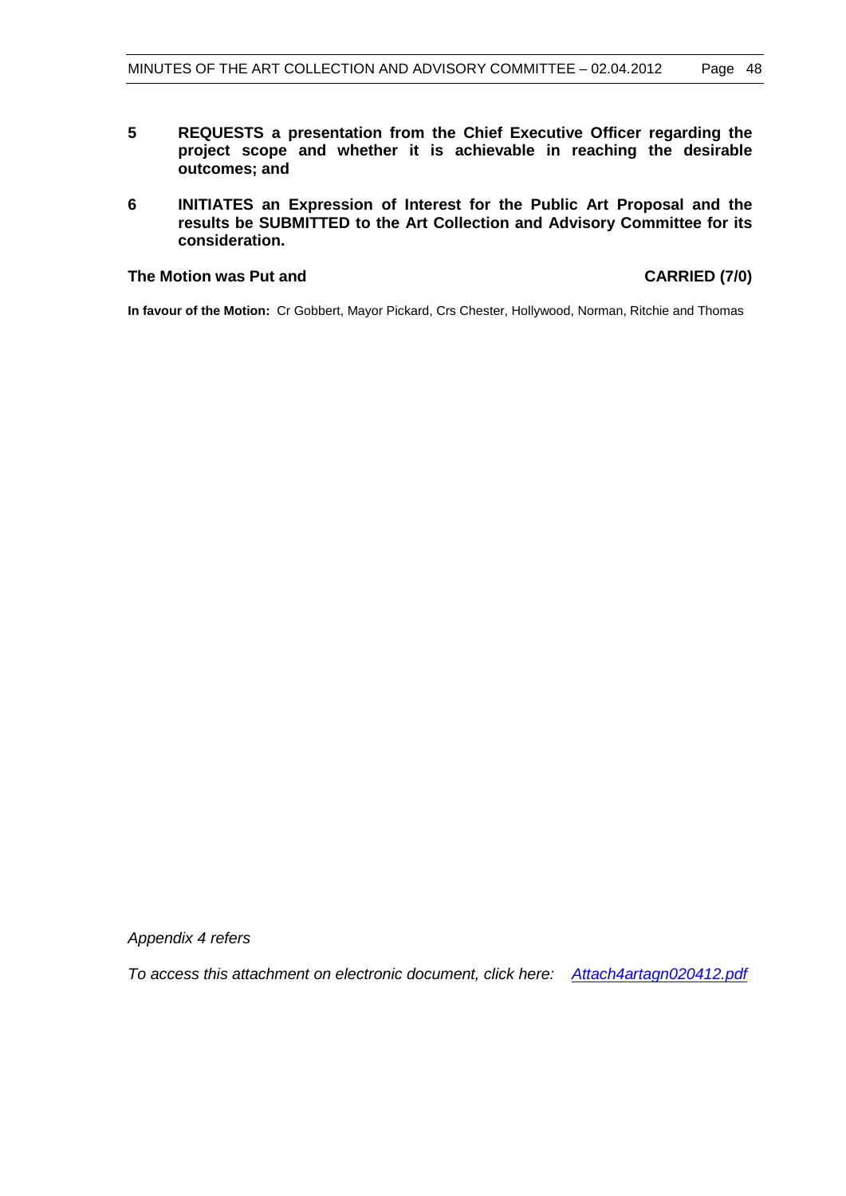**5 REQUESTS a presentation from the Chief Executive Officer regarding the project scope and whether it is achievable in reaching the desirable outcomes; and**

**6 INITIATES an Expression of Interest for the Public Art Proposal and the results be SUBMITTED to the Art Collection and Advisory Committee for its consideration.**

**The Motion was Put and CARRIED (7/0)**

**In favour of the Motion:** Cr Gobbert, Mayor Pickard, Crs Chester, Hollywood, Norman, Ritchie and Thomas

*Appendix 4 refers*

*To access this attachment on electronic document, click here: [Attach4artagn020412.pdf](Attach4artagn020412.pdf)*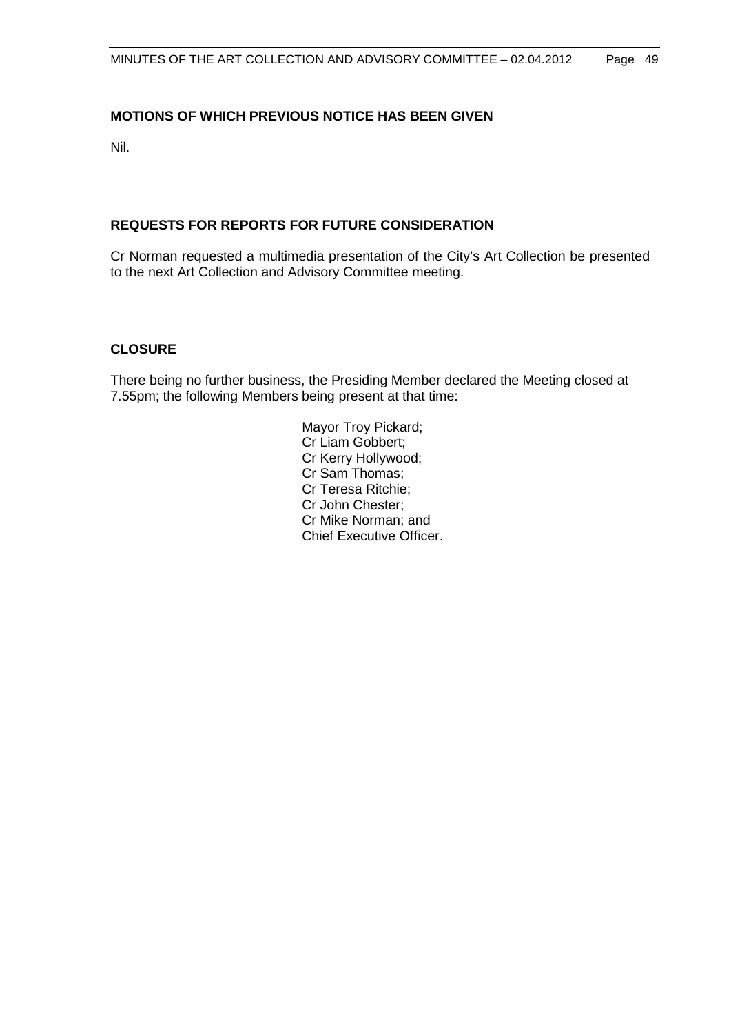**MOTIONS OF WHICH PREVIOUS NOTICE HAS BEEN GIVEN**

Nil.

**REQUESTS FOR REPORTS FOR FUTURE CONSIDERATION**

Cr Norman requested a multimedia presentation of the City's Art Collection be presented to the next Art Collection and Advisory Committee meeting.

**CLOSURE**

There being no further business, the Presiding Member declared the Meeting closed at 7.55pm; the following Members being present at that time:

Mayor Troy Pickard;
Cr Liam Gobbert;
Cr Kerry Hollywood;
Cr Sam Thomas;
Cr Teresa Ritchie;
Cr John Chester;
Cr Mike Norman; and
Chief Executive Officer.